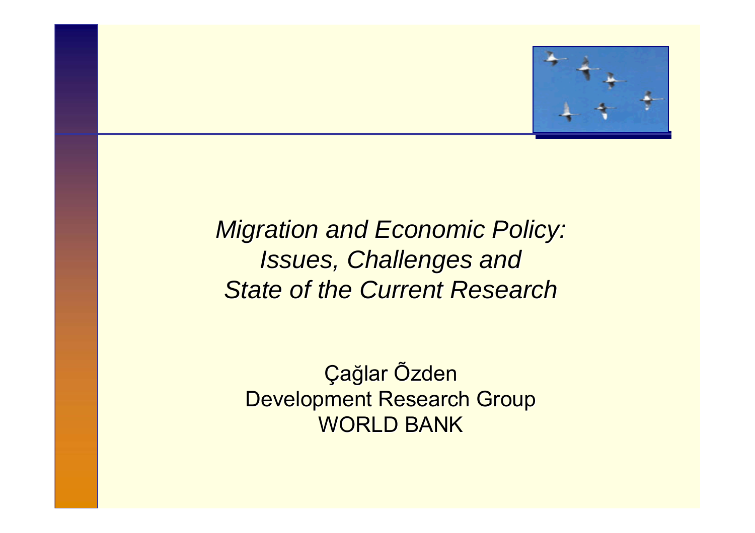# *Migration and Economic Policy: Issues, Challenges and State of the Current Research*

Çağlar Õzden
Development Research Group
WORLD BANK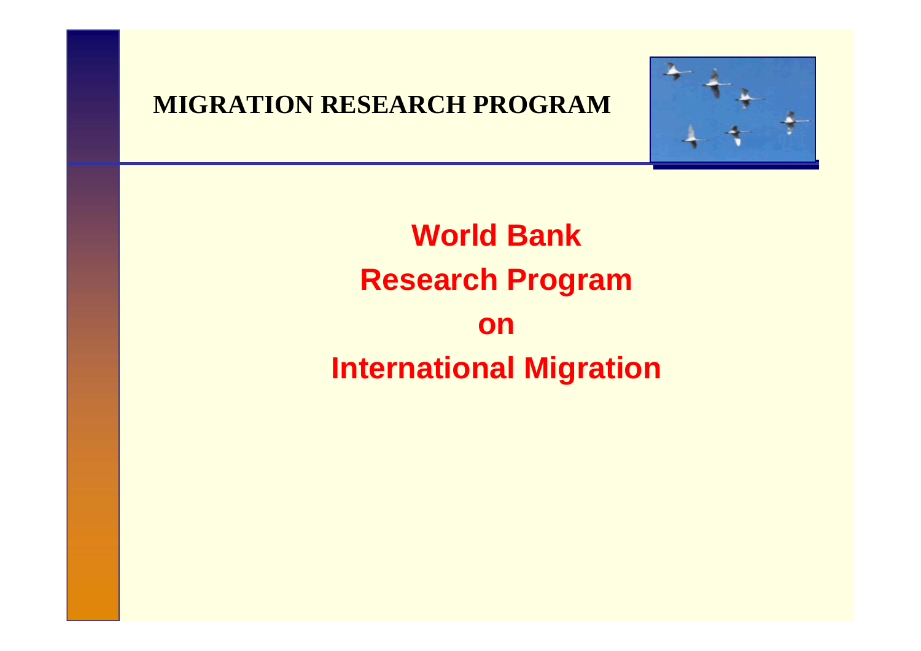**MIGRATION RESEARCH PROGRAM**

# World Bank Research Program on International Migration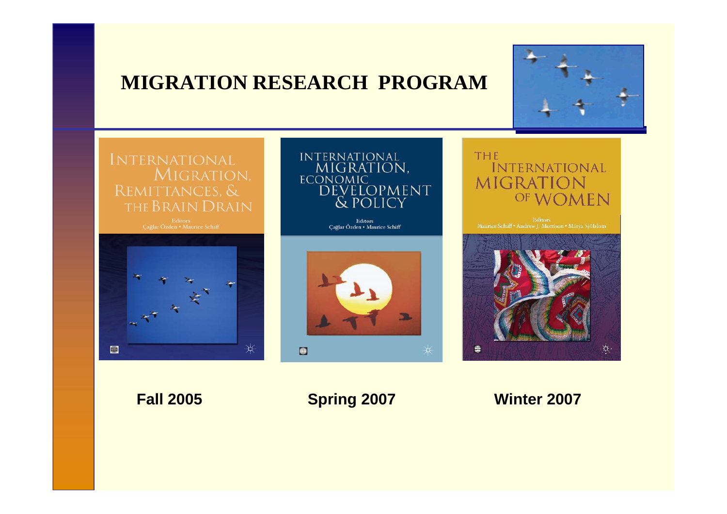# MIGRATION RESEARCH PROGRAM

INTERNATIONAL MIGRATION, REMITTANCES, & THE BRAIN DRAIN

Editors
Çağlar Özden • Maurice Schiff

INTERNATIONAL MIGRATION, ECONOMIC DEVELOPMENT & POLICY

Editors
Çağlar Özden • Maurice Schiff

THE INTERNATIONAL MIGRATION OF WOMEN

Editors
Maurice Schiff • Andrew J. Morrison • Mirja Sjöblom

**Fall 2005** **Spring 2007** **Winter 2007**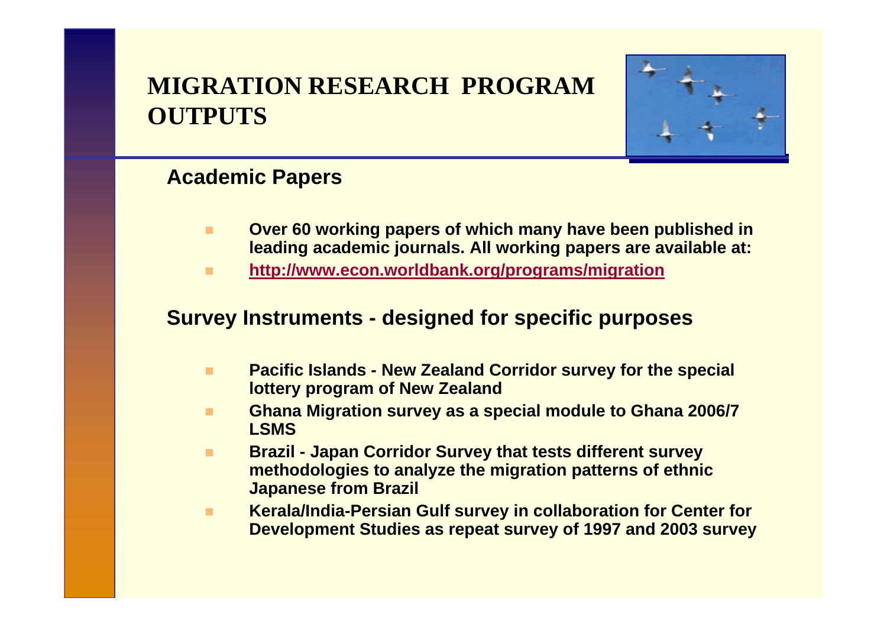# MIGRATION RESEARCH PROGRAM OUTPUTS

## Academic Papers

- **Over 60 working papers of which many have been published in leading academic journals. All working papers are available at:**
- **http://www.econ.worldbank.org/programs/migration**

## Survey Instruments - designed for specific purposes

- **Pacific Islands - New Zealand Corridor survey for the special lottery program of New Zealand**
- **Ghana Migration survey as a special module to Ghana 2006/7 LSMS**
- **Brazil - Japan Corridor Survey that tests different survey methodologies to analyze the migration patterns of ethnic Japanese from Brazil**
- **Kerala/India-Persian Gulf survey in collaboration for Center for Development Studies as repeat survey of 1997 and 2003 survey**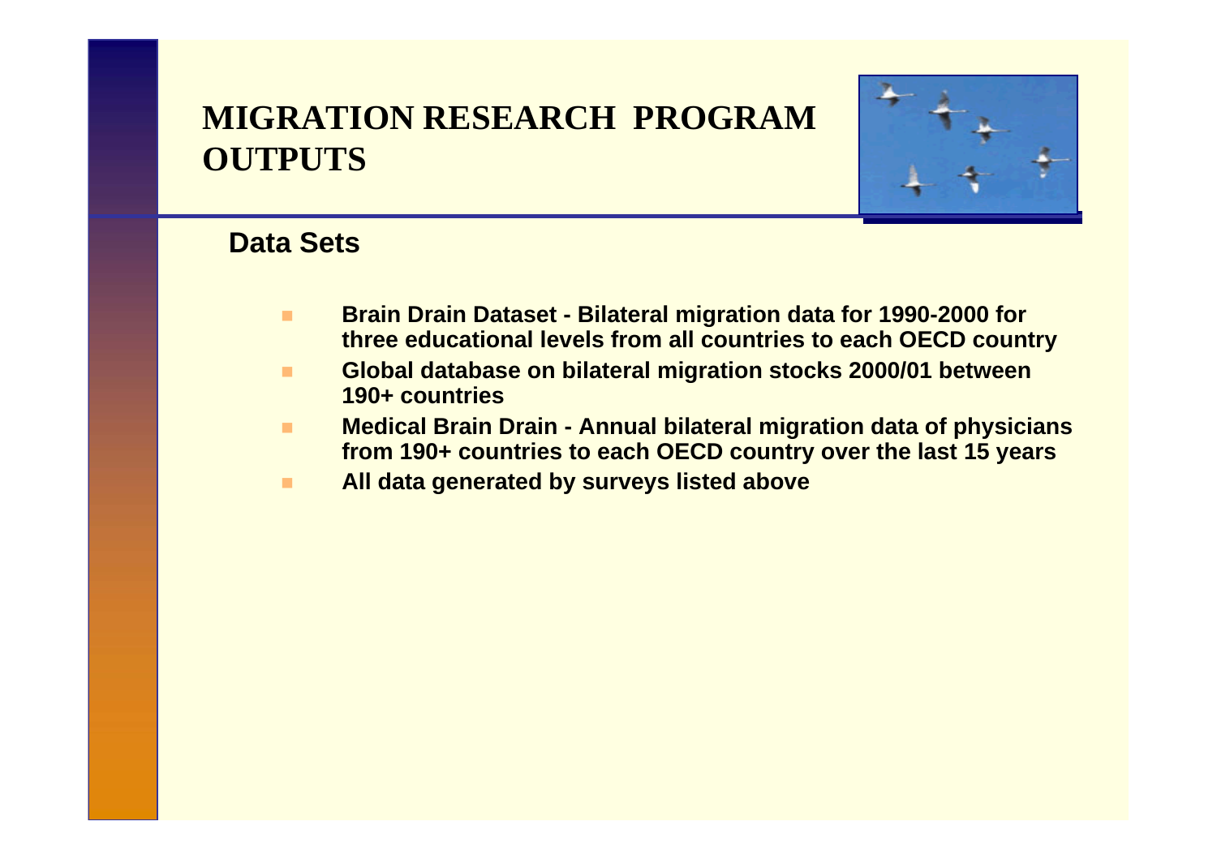# MIGRATION RESEARCH PROGRAM OUTPUTS

## Data Sets

- **Brain Drain Dataset - Bilateral migration data for 1990-2000 for three educational levels from all countries to each OECD country**
- **Global database on bilateral migration stocks 2000/01 between 190+ countries**
- **Medical Brain Drain - Annual bilateral migration data of physicians from 190+ countries to each OECD country over the last 15 years**
- **All data generated by surveys listed above**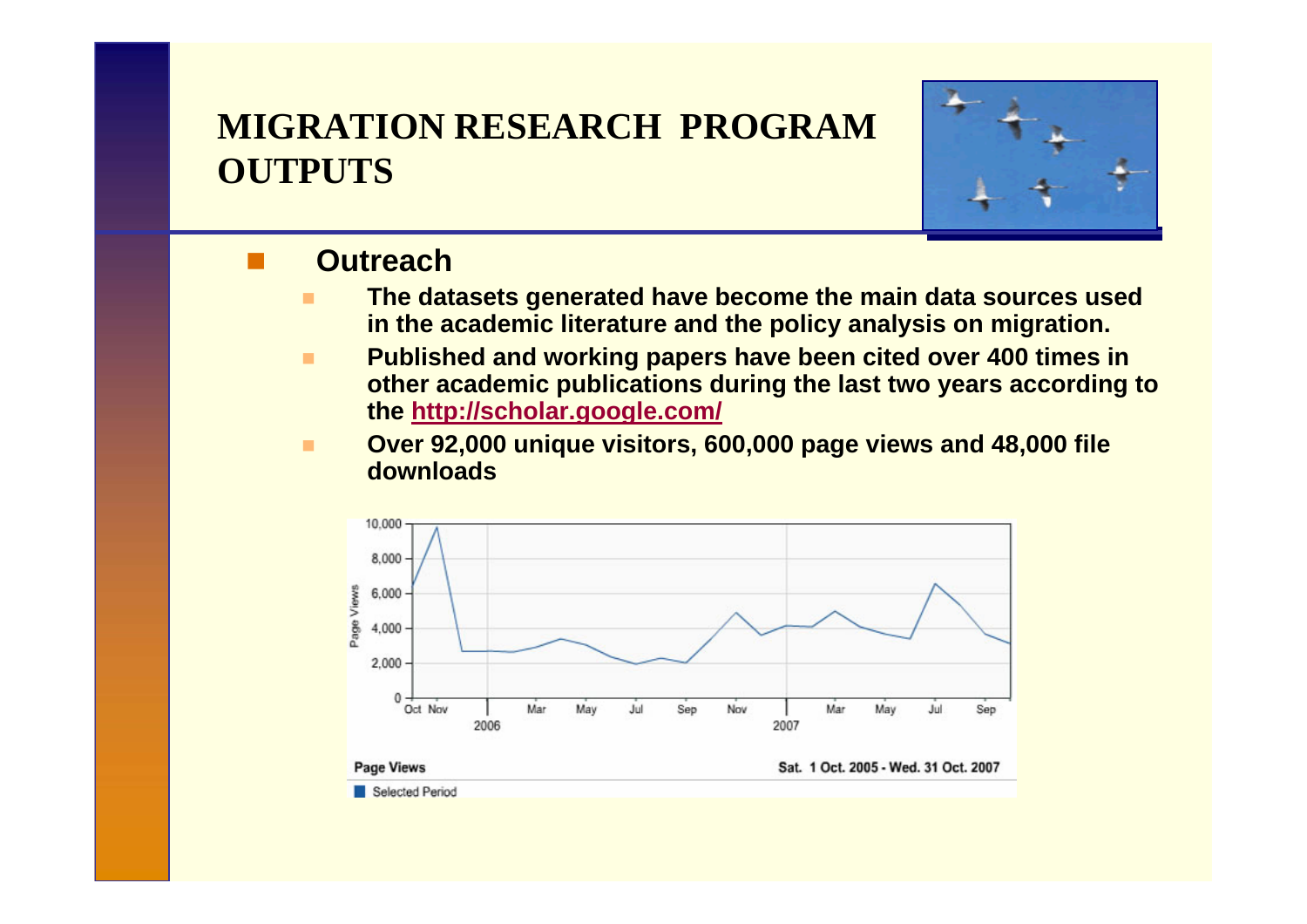# MIGRATION RESEARCH PROGRAM OUTPUTS

- **Outreach**
  - **The datasets generated have become the main data sources used in the academic literature and the policy analysis on migration.**
  - **Published and working papers have been cited over 400 times in other academic publications during the last two years according to the http://scholar.google.com/**
  - **Over 92,000 unique visitors, 600,000 page views and 48,000 file downloads**

Page Views — Sat. 1 Oct. 2005 - Wed. 31 Oct. 2007

Selected Period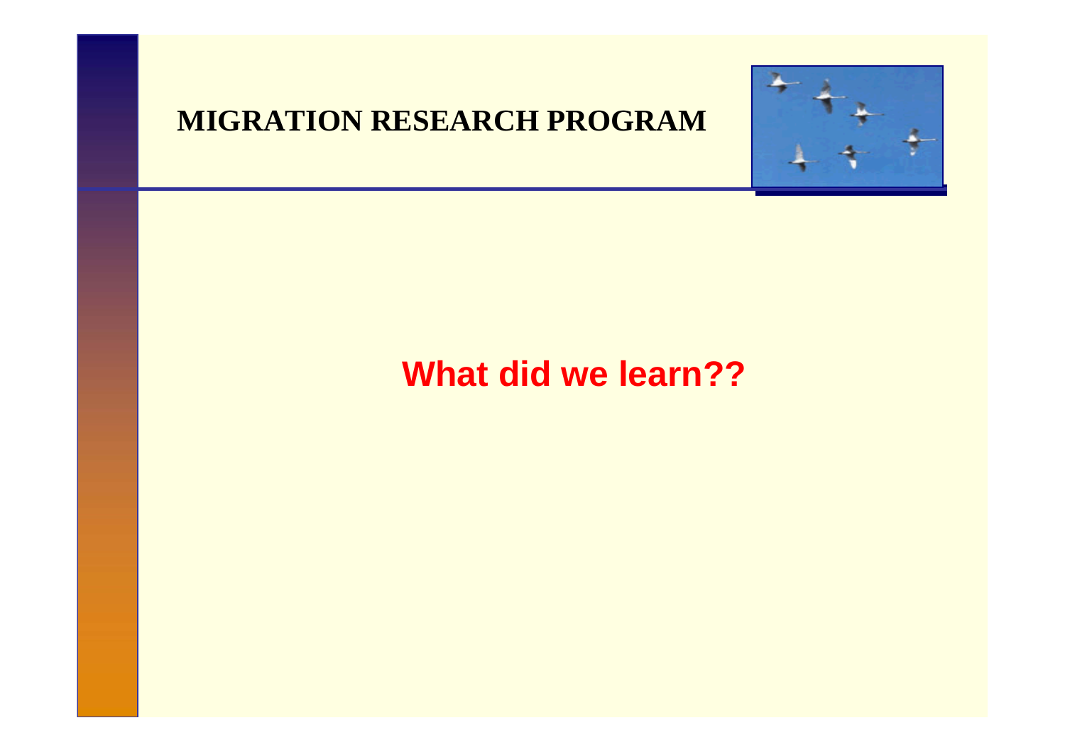MIGRATION RESEARCH PROGRAM

**What did we learn??**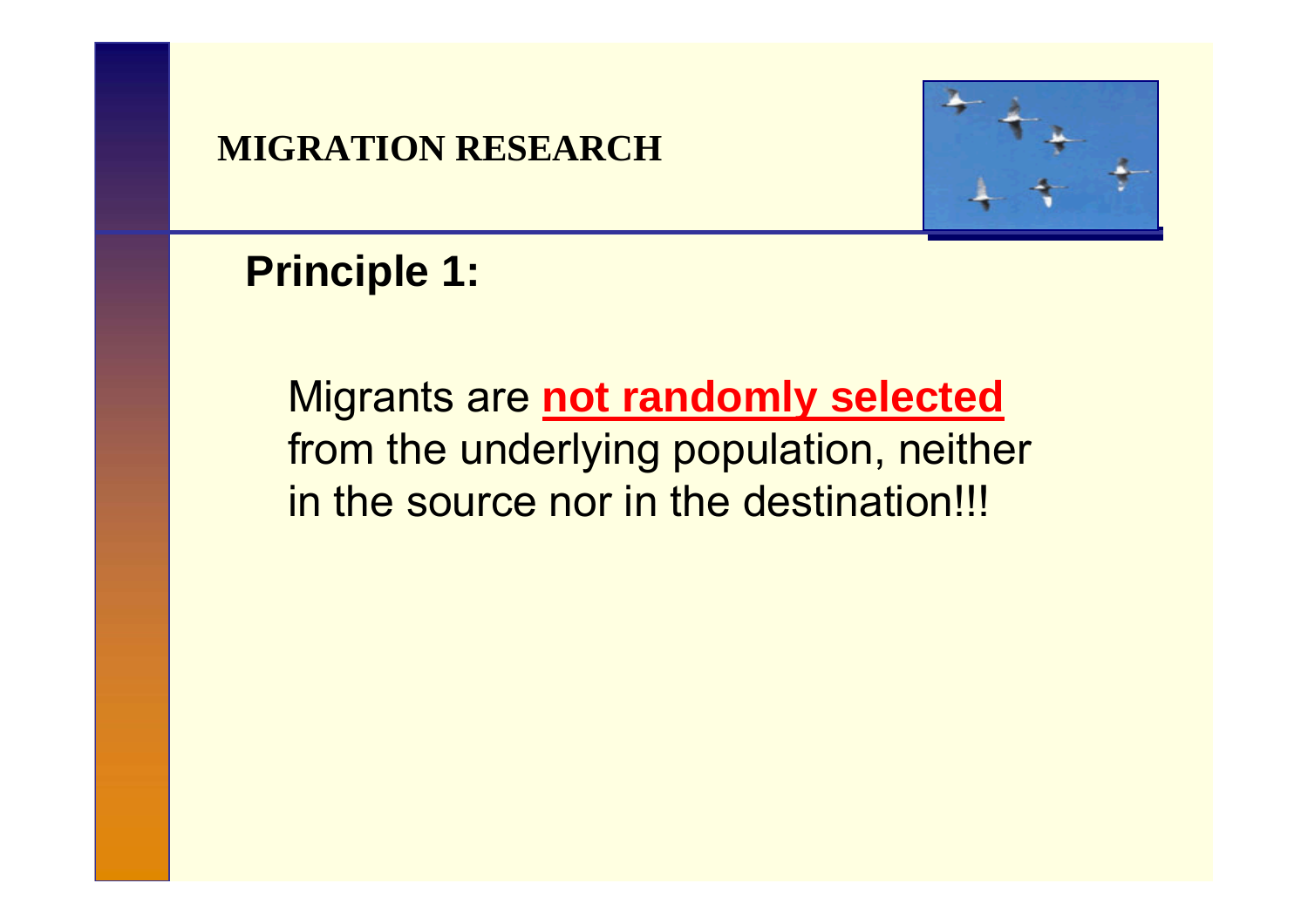## MIGRATION RESEARCH

### Principle 1:

Migrants are **not randomly selected** from the underlying population, neither in the source nor in the destination!!!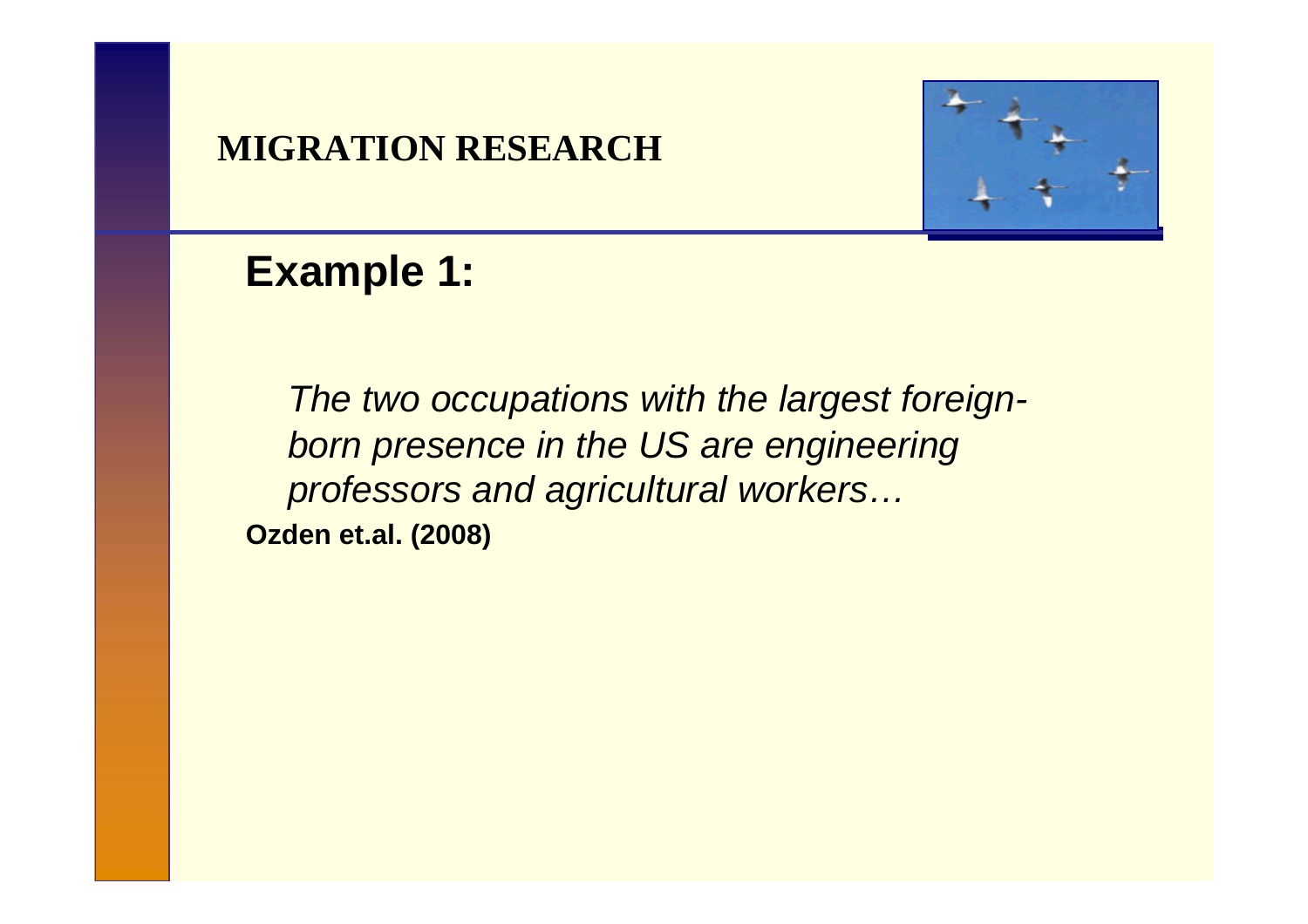MIGRATION RESEARCH

## Example 1:

*The two occupations with the largest foreign-born presence in the US are engineering professors and agricultural workers…*

**Ozden et.al. (2008)**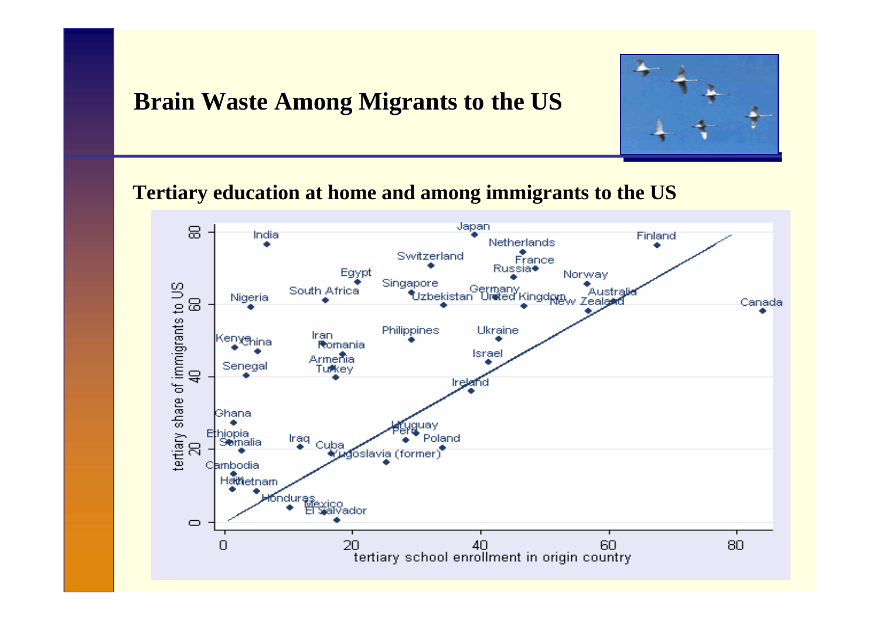# Brain Waste Among Migrants to the US

**Tertiary education at home and among immigrants to the US**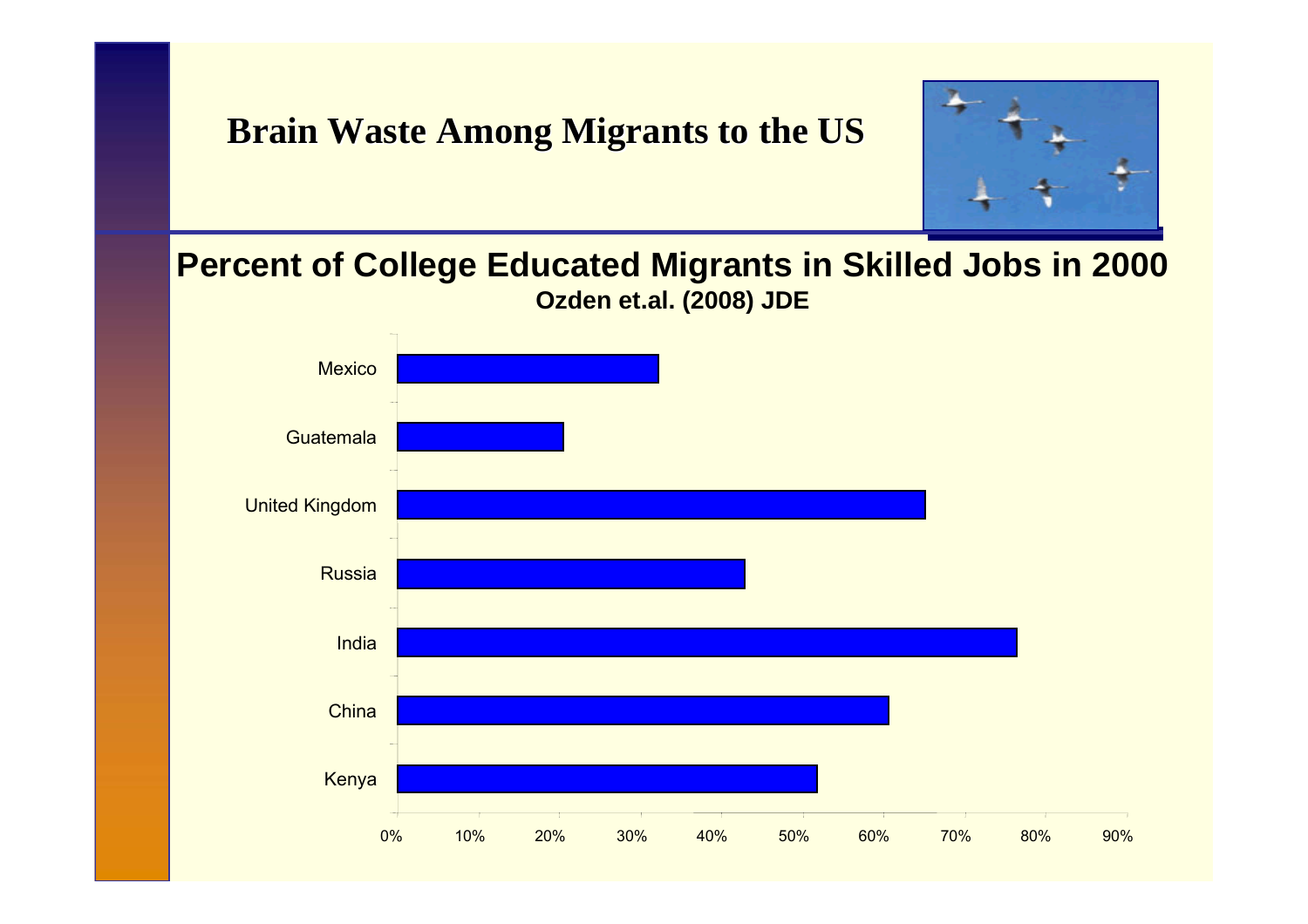# Brain Waste Among Migrants to the US

## Percent of College Educated Migrants in Skilled Jobs in 2000

**Ozden et.al. (2008) JDE**

Mexico

Guatemala

United Kingdom

Russia

India

China

Kenya

0% 10% 20% 30% 40% 50% 60% 70% 80% 90%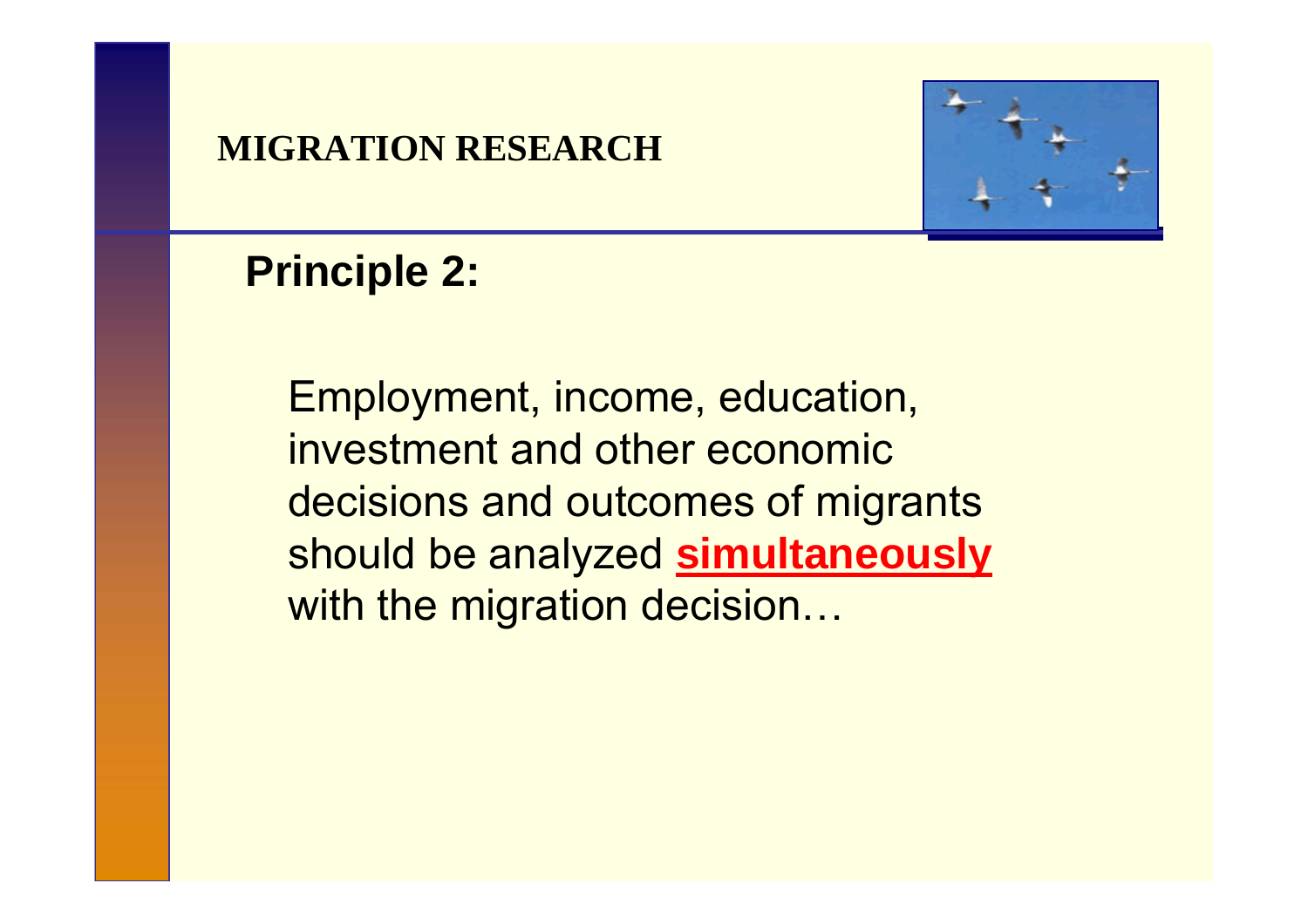**MIGRATION RESEARCH**

## Principle 2:

Employment, income, education, investment and other economic decisions and outcomes of migrants should be analyzed **simultaneously** with the migration decision…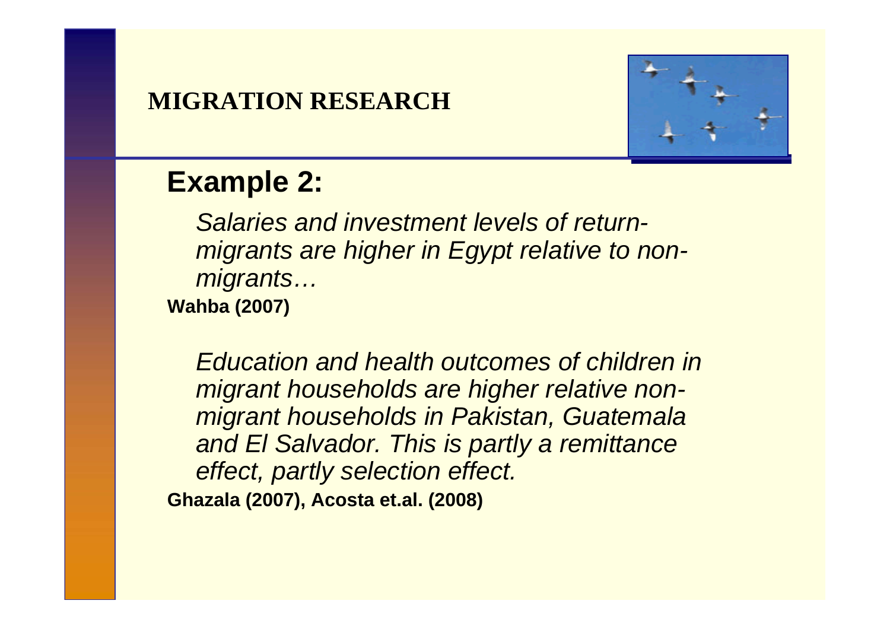**MIGRATION RESEARCH**

## Example 2:

*Salaries and investment levels of return-migrants are higher in Egypt relative to non-migrants…*

**Wahba (2007)**

*Education and health outcomes of children in migrant households are higher relative non-migrant households in Pakistan, Guatemala and El Salvador. This is partly a remittance effect, partly selection effect.*

**Ghazala (2007), Acosta et.al. (2008)**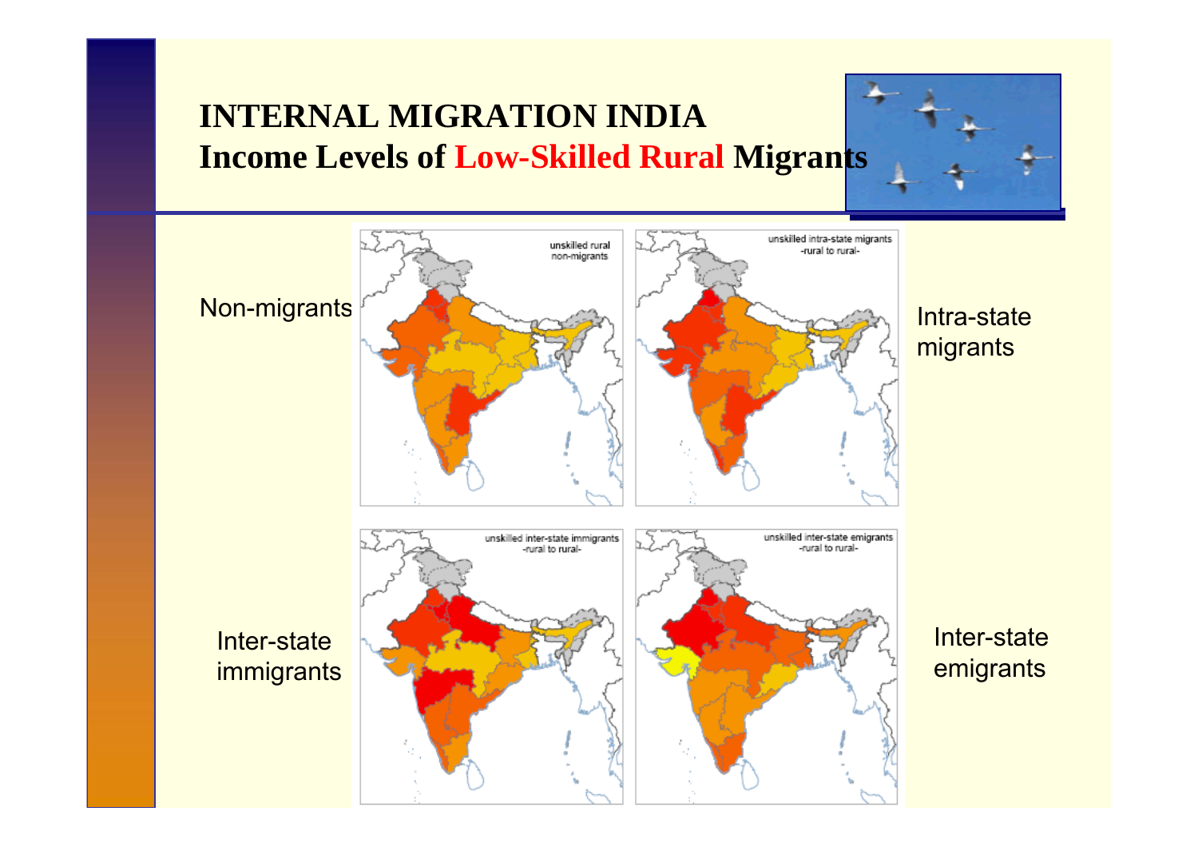# INTERNAL MIGRATION INDIA

## Income Levels of Low-Skilled Rural Migrants

Non-migrants

unskilled rural non-migrants

Intra-state migrants

unskilled intra-state migrants -rural to rural-

Inter-state immigrants

unskilled inter-state immigrants -rural to rural-

Inter-state emigrants

unskilled inter-state emigrants -rural to rural-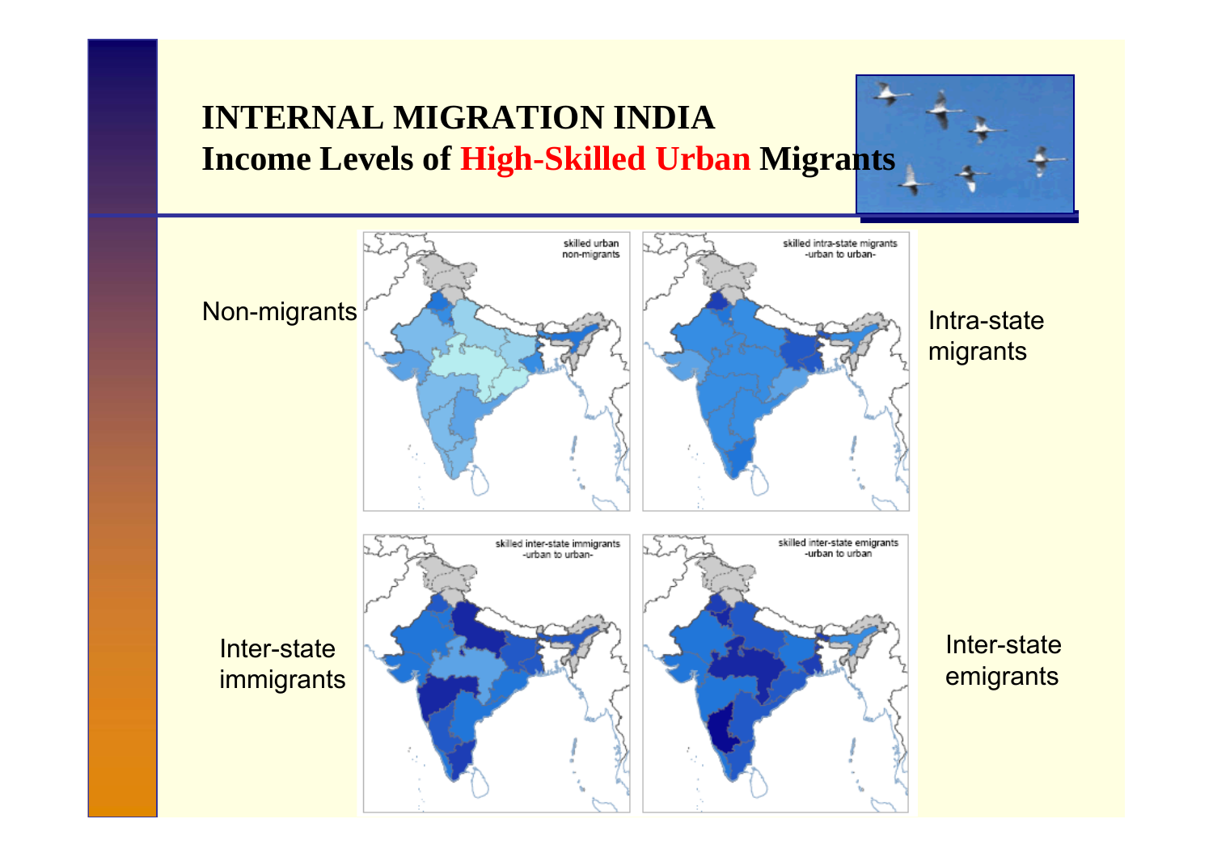# INTERNAL MIGRATION INDIA

## Income Levels of High-Skilled Urban Migrants

Non-migrants

skilled urban non-migrants

Intra-state migrants

skilled intra-state migrants -urban to urban-

Inter-state immigrants

skilled inter-state immigrants -urban to urban-

Inter-state emigrants

skilled inter-state emigrants -urban to urban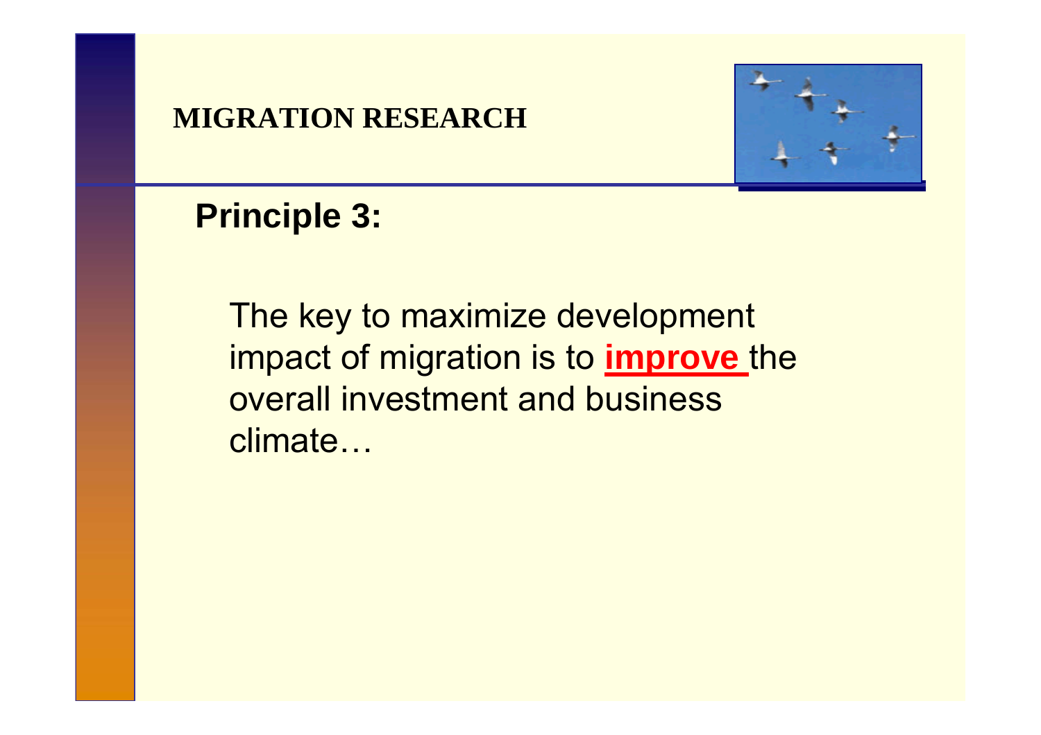MIGRATION RESEARCH

## Principle 3:

The key to maximize development impact of migration is to **improve** the overall investment and business climate…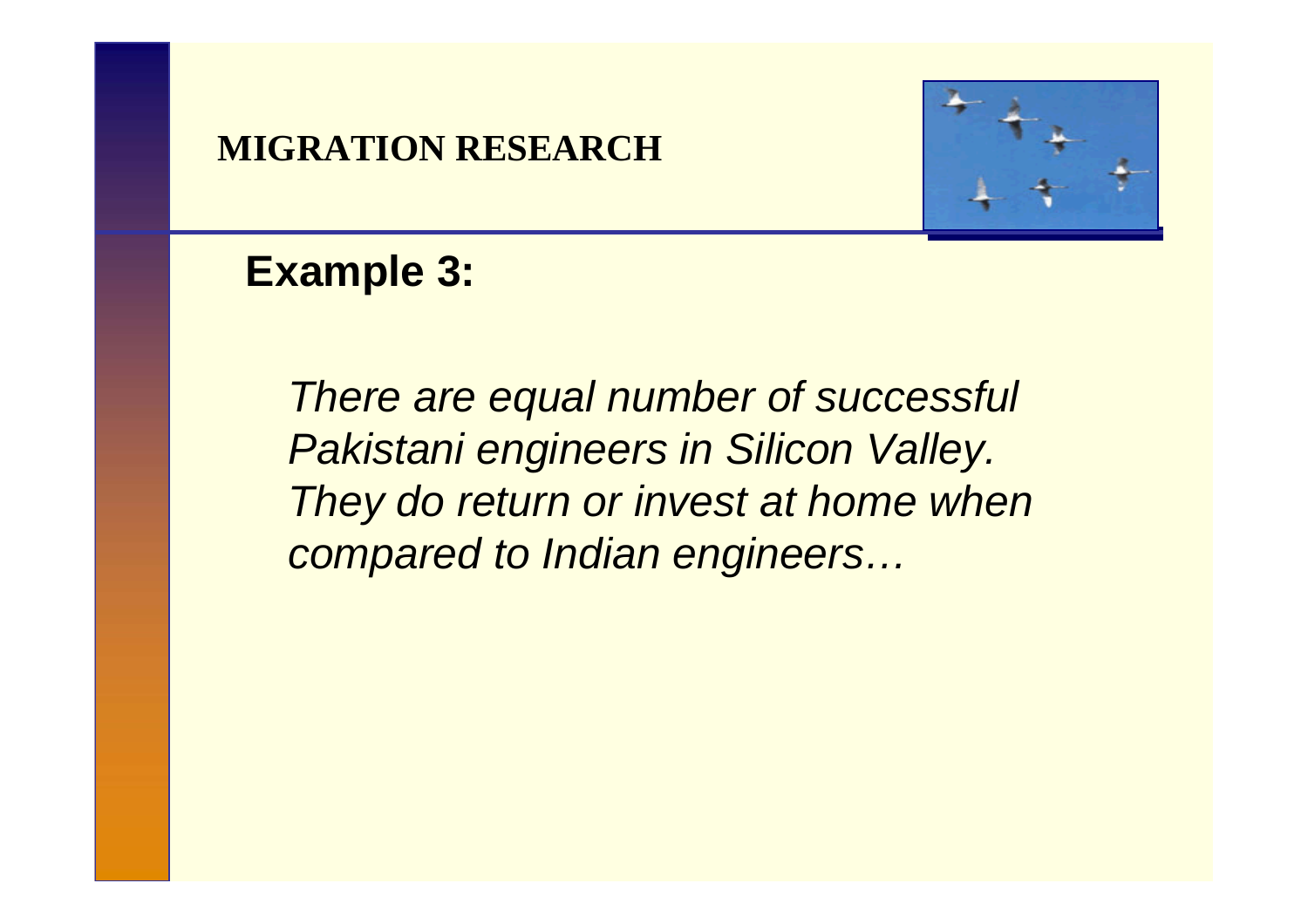**MIGRATION RESEARCH**

## Example 3:

*There are equal number of successful Pakistani engineers in Silicon Valley. They do return or invest at home when compared to Indian engineers…*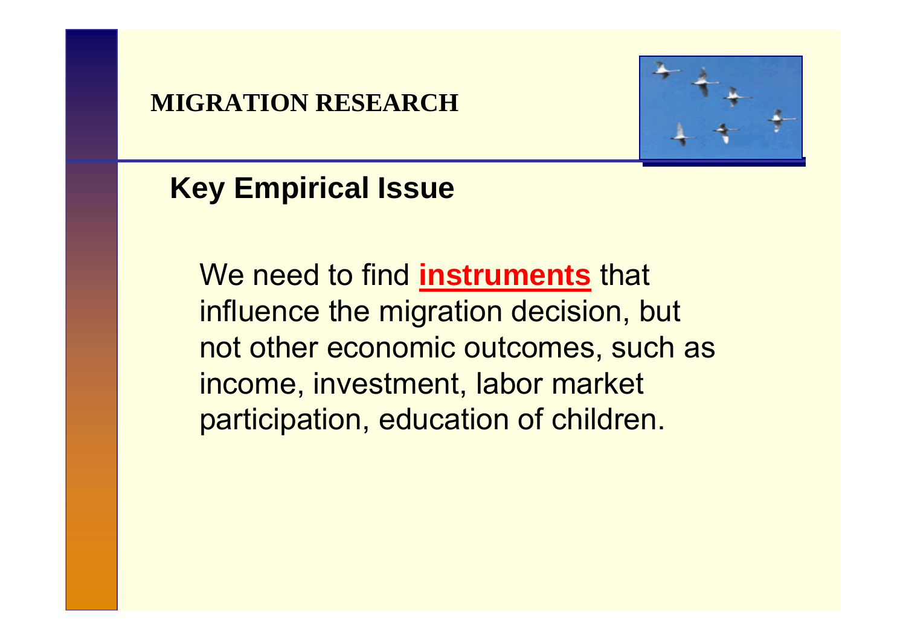## MIGRATION RESEARCH

### Key Empirical Issue

We need to find **instruments** that influence the migration decision, but not other economic outcomes, such as income, investment, labor market participation, education of children.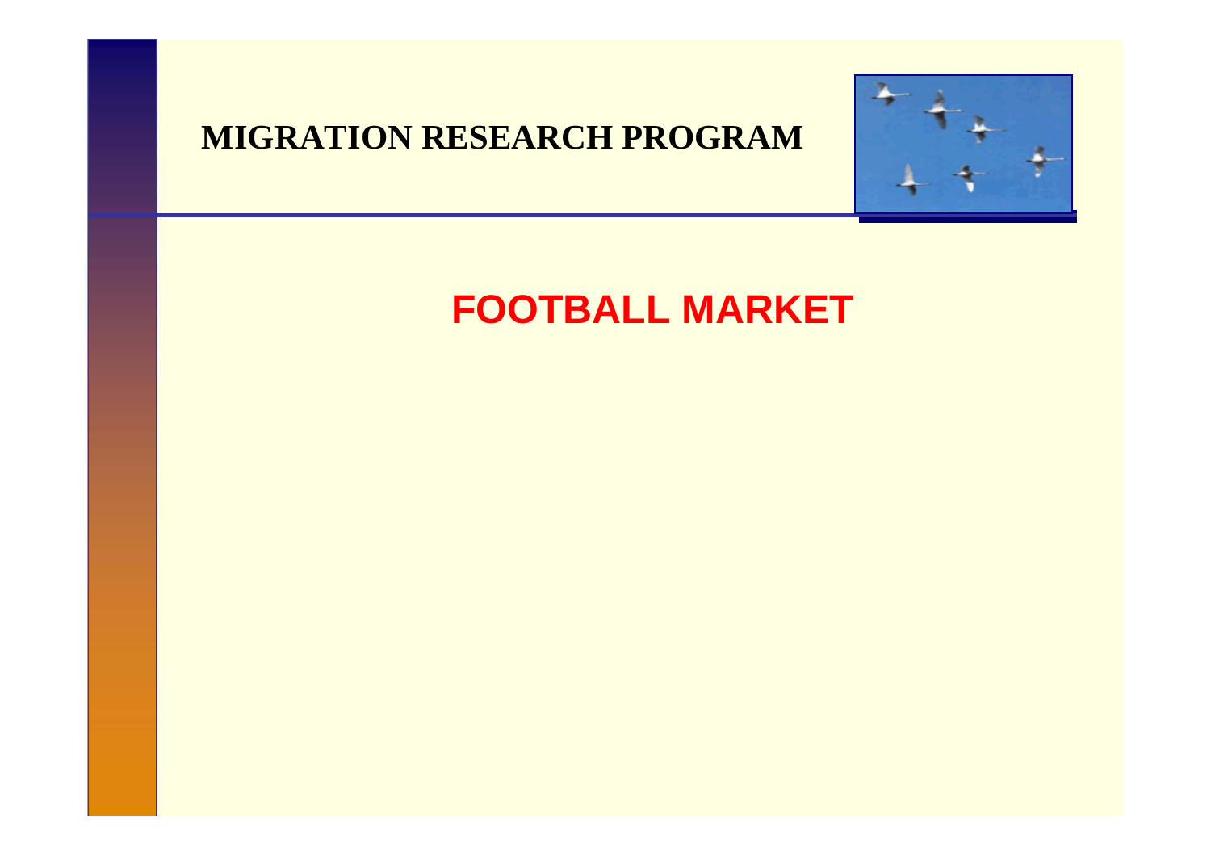MIGRATION RESEARCH PROGRAM

# FOOTBALL MARKET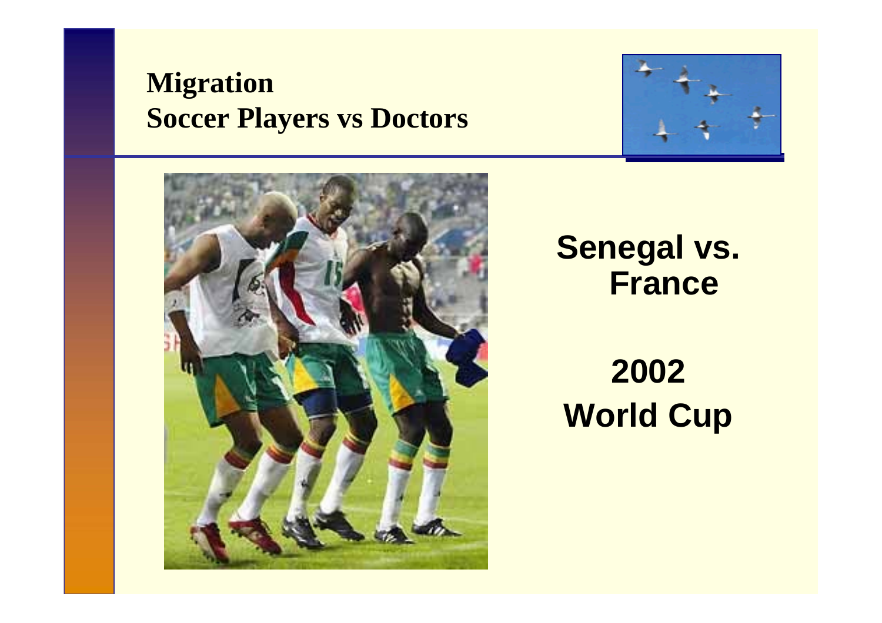## Migration
## Soccer Players vs Doctors

**Senegal vs. France**

**2002 World Cup**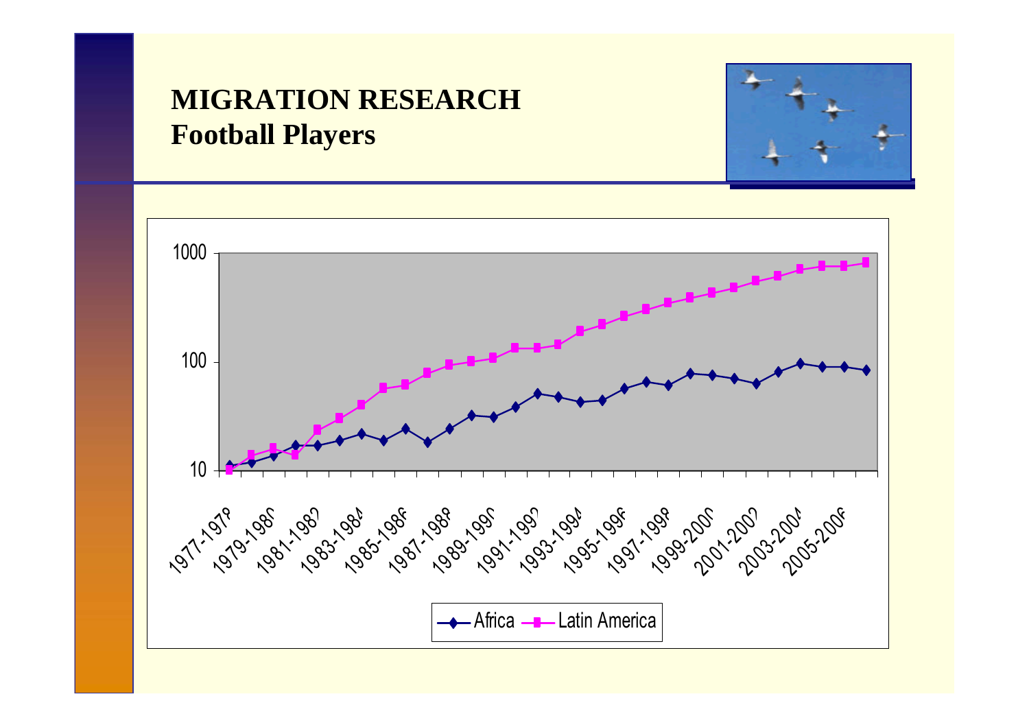# MIGRATION RESEARCH
## Football Players

1000

100

10

1977-1978 1979-1980 1981-1982 1983-1984 1985-1986 1987-1988 1989-1990 1991-1992 1993-1994 1995-1996 1997-1998 1999-2000 2001-2002 2003-2004 2005-2006

Africa — Latin America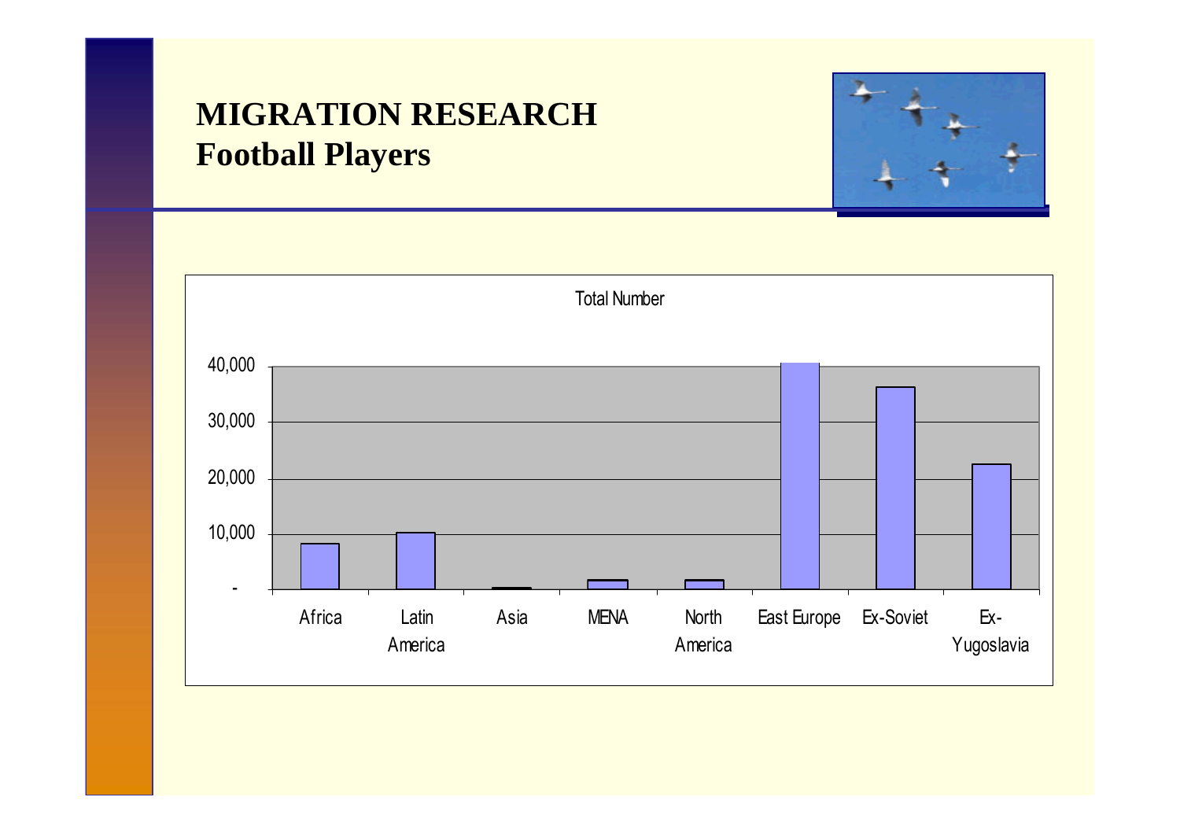# MIGRATION RESEARCH
## Football Players

Total Number

| Region | Total Number (approx.) |
|---|---|
| Africa | ~8,000 |
| Latin America | ~10,000 |
| Asia | ~300 |
| MENA | ~1,500 |
| North America | ~1,500 |
| East Europe | ~40,500 |
| Ex-Soviet | ~36,000 |
| Ex-Yugoslavia | ~22,500 |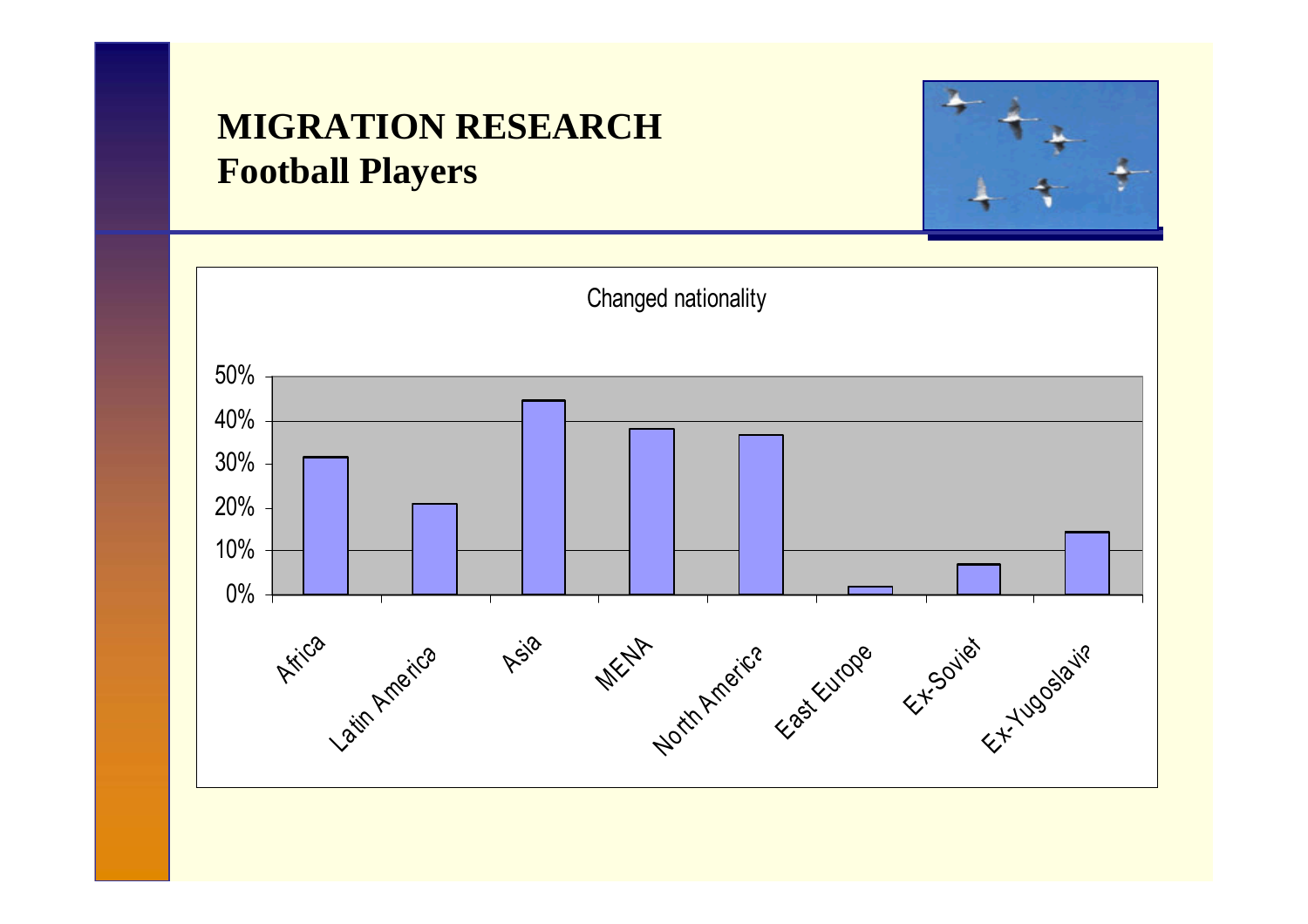# MIGRATION RESEARCH
## Football Players

Changed nationality

| Region | Changed nationality |
| --- | --- |
| Africa | ~32% |
| Latin America | ~21% |
| Asia | ~45% |
| MENA | ~38% |
| North America | ~37% |
| East Europe | ~2% |
| Ex-Soviet | ~7% |
| Ex-Yugoslavia | ~14% |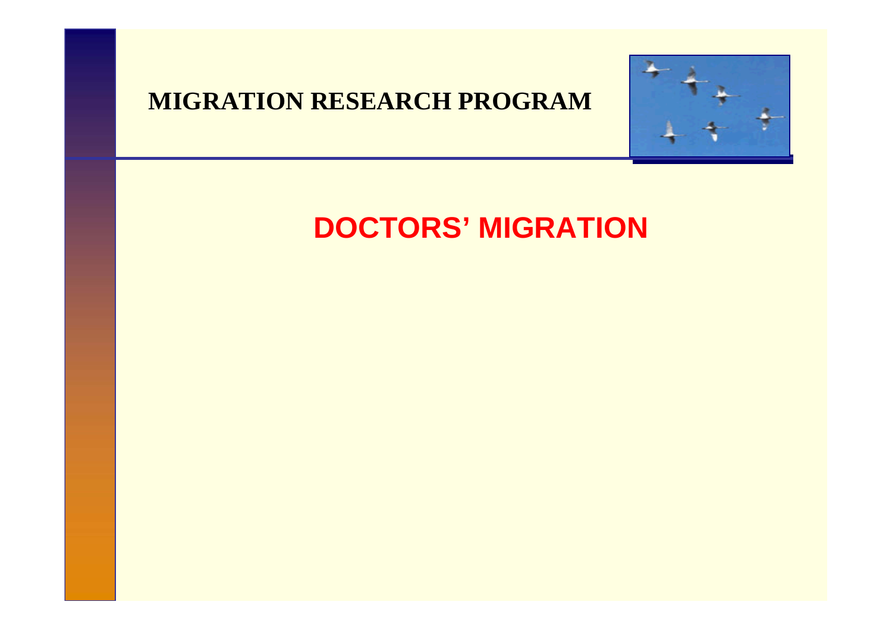MIGRATION RESEARCH PROGRAM

# DOCTORS' MIGRATION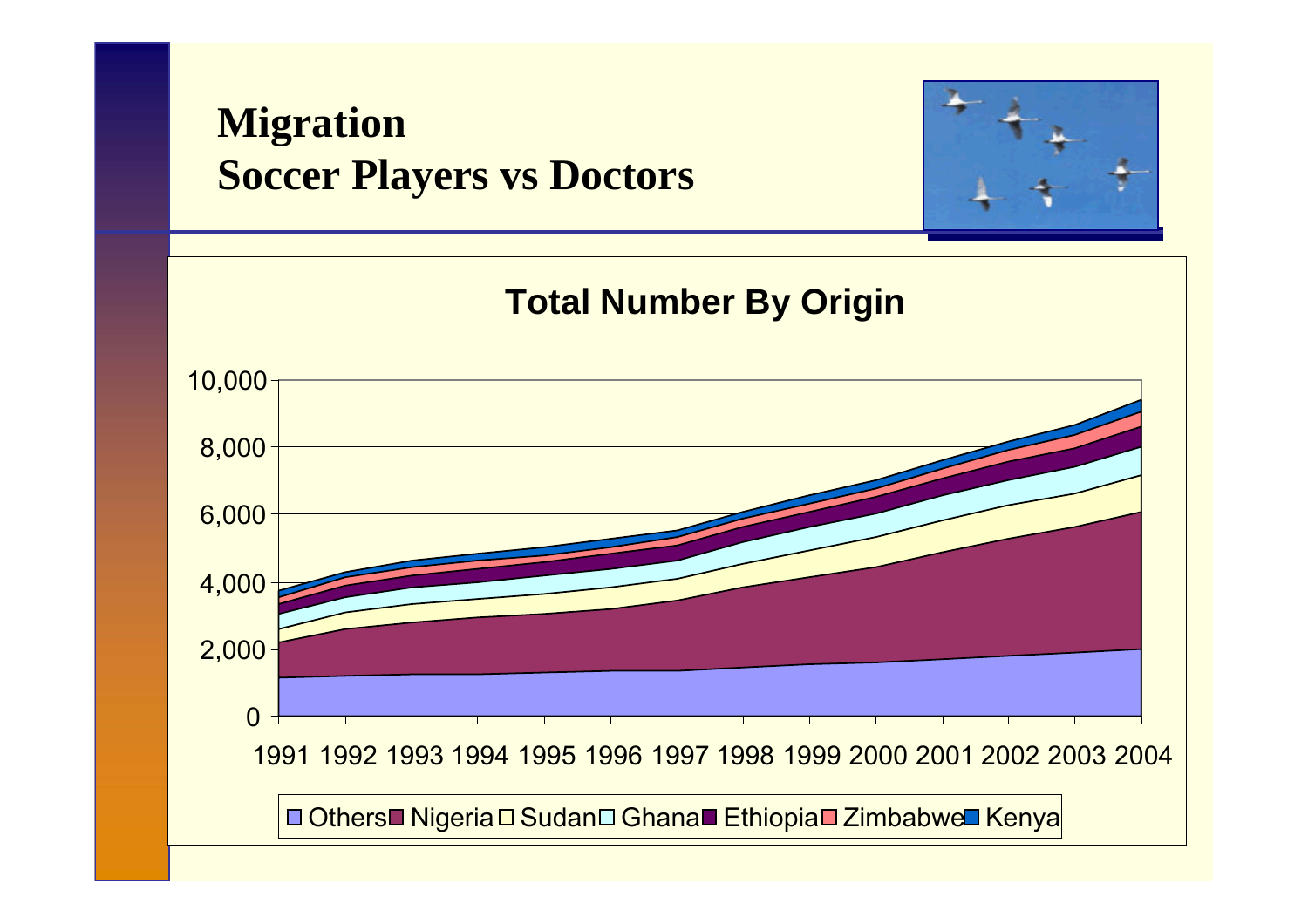# Migration
# Soccer Players vs Doctors

**Total Number By Origin**

10,000
8,000
6,000
4,000
2,000
0

1991 1992 1993 1994 1995 1996 1997 1998 1999 2000 2001 2002 2003 2004

Others Nigeria Sudan Ghana Ethiopia Zimbabwe Kenya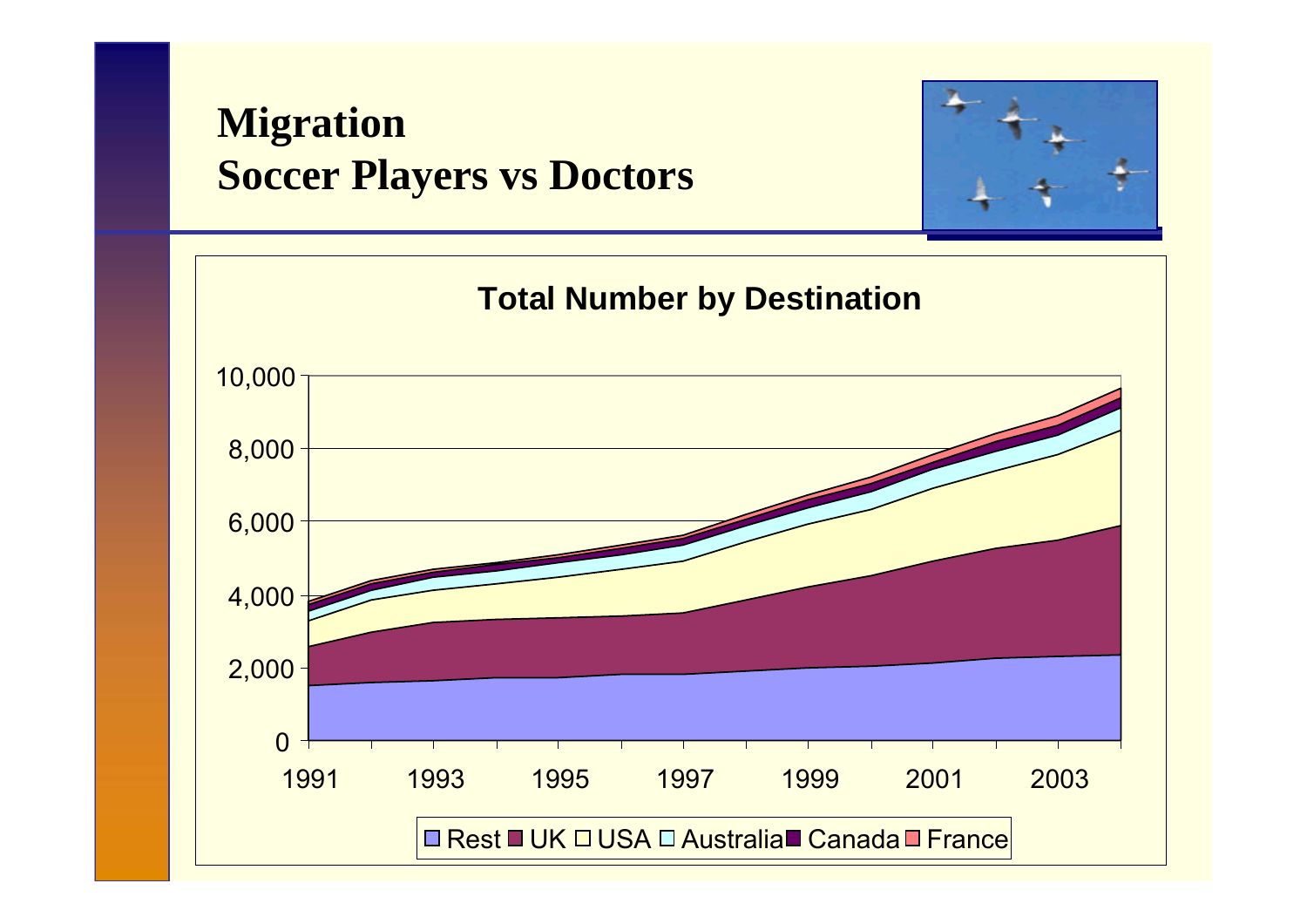# Migration
# Soccer Players vs Doctors

**Total Number by Destination**

10,000
8,000
6,000
4,000
2,000
0

1991 1993 1995 1997 1999 2001 2003

Rest UK USA Australia Canada France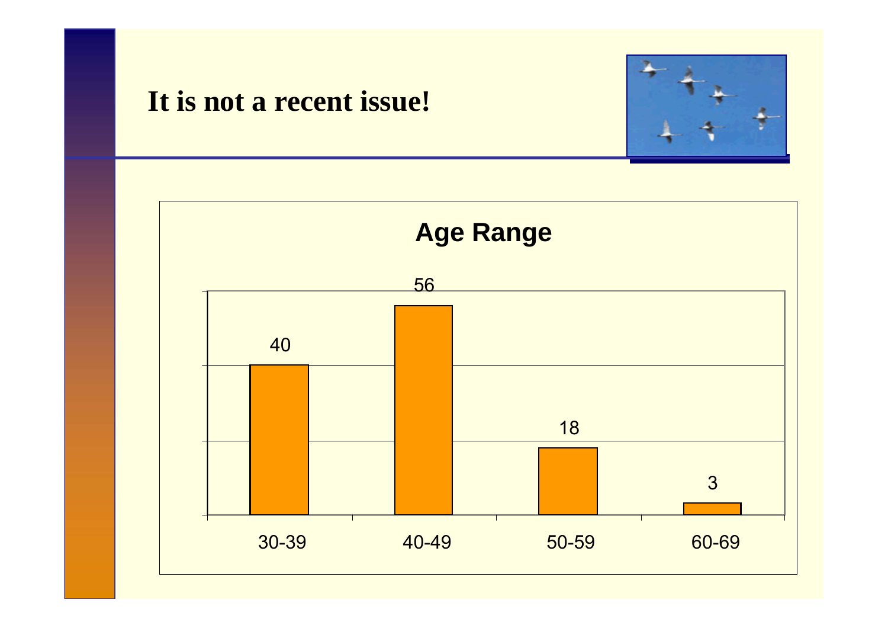# It is not a recent issue!

**Age Range**

| Age Range | Count |
| --- | --- |
| 30-39 | 40 |
| 40-49 | 56 |
| 50-59 | 18 |
| 60-69 | 3 |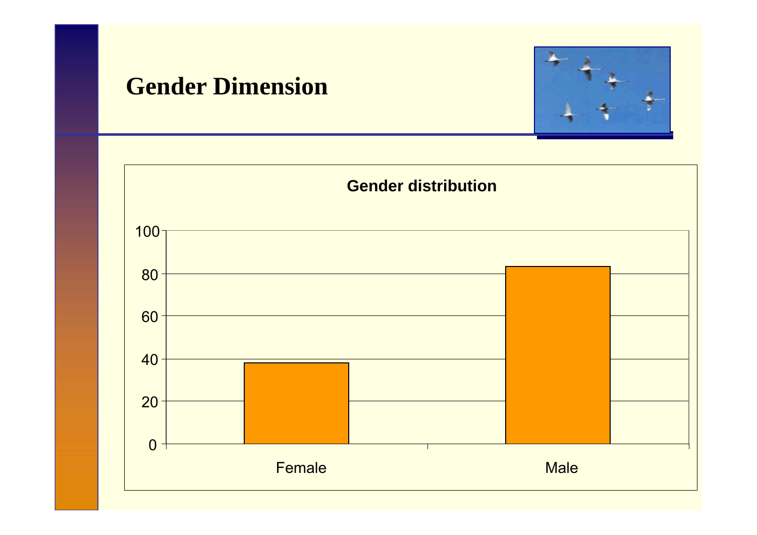## Gender Dimension

**Gender distribution**

| | Value |
|---|---|
| Female | ~38 |
| Male | ~83 |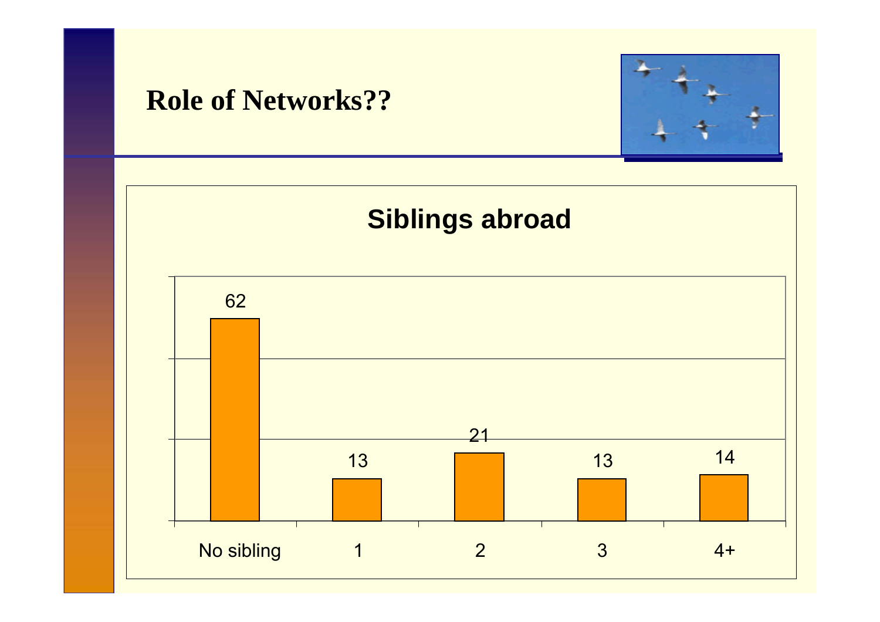## Role of Networks??

### Siblings abroad

| No sibling | 1 | 2 | 3 | 4+ |
|---|---|---|---|---|
| 62 | 13 | 21 | 13 | 14 |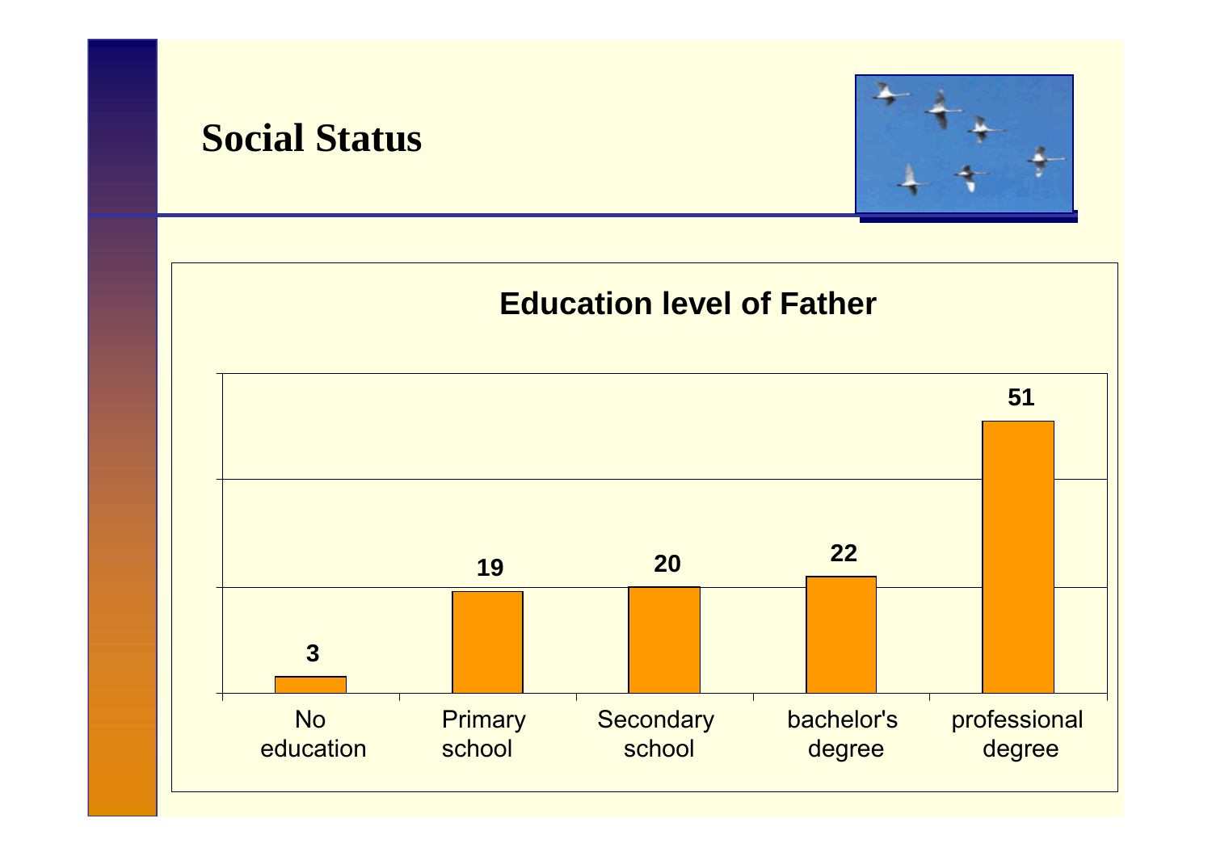# Social Status

**Education level of Father**

| No education | Primary school | Secondary school | bachelor's degree | professional degree |
|---|---|---|---|---|
| 3 | 19 | 20 | 22 | 51 |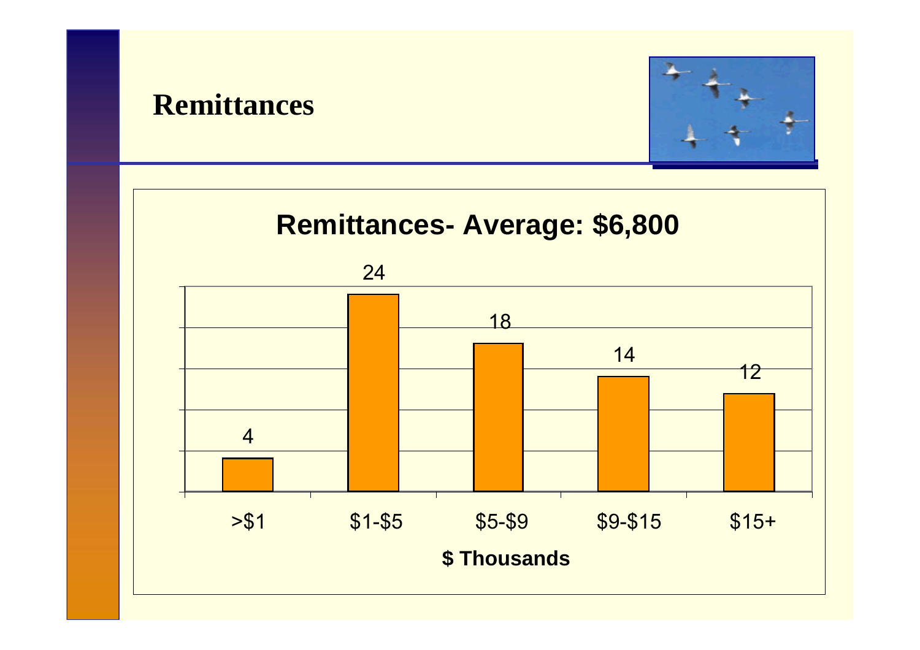# Remittances

## Remittances- Average: $6,800

| $ Thousands | >$1 | $1-$5 | $5-$9 | $9-$15 | $15+ |
| --- | --- | --- | --- | --- | --- |
| Value | 4 | 24 | 18 | 14 | 12 |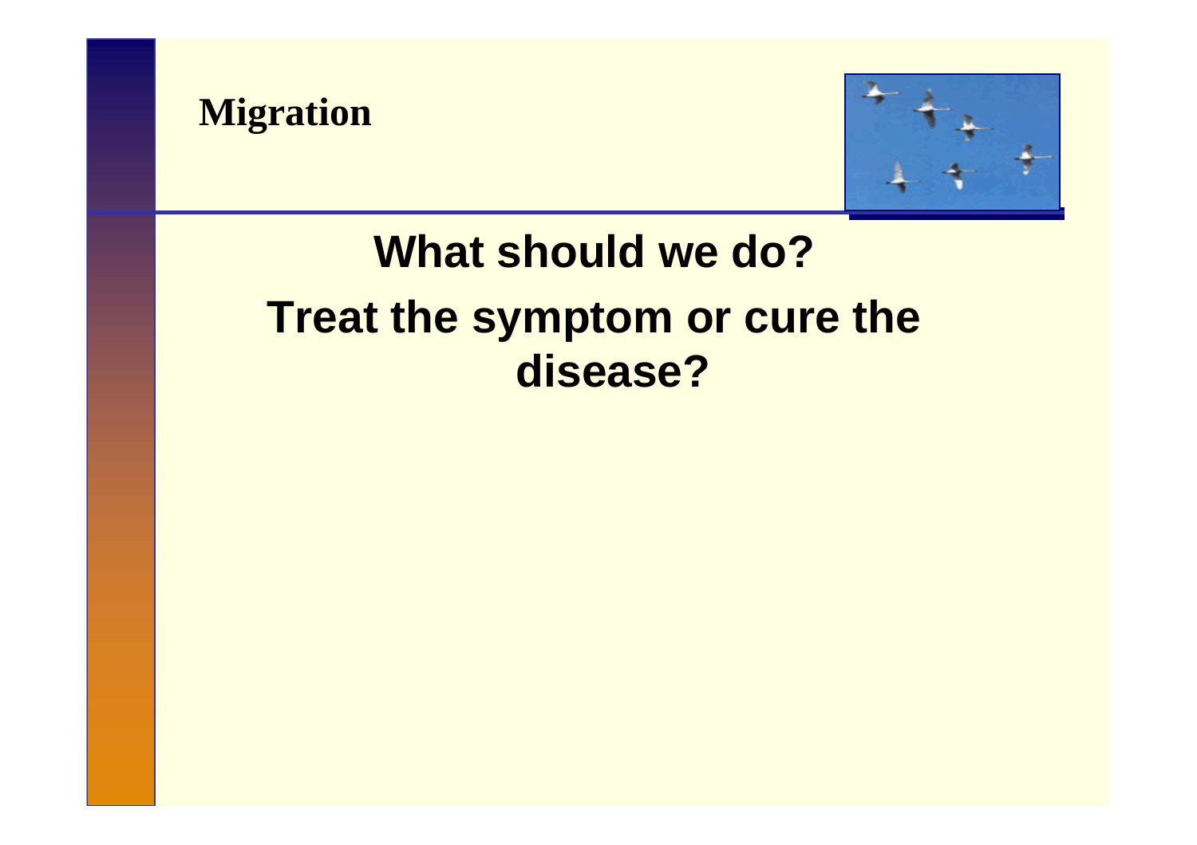## Migration

**What should we do?**

**Treat the symptom or cure the disease?**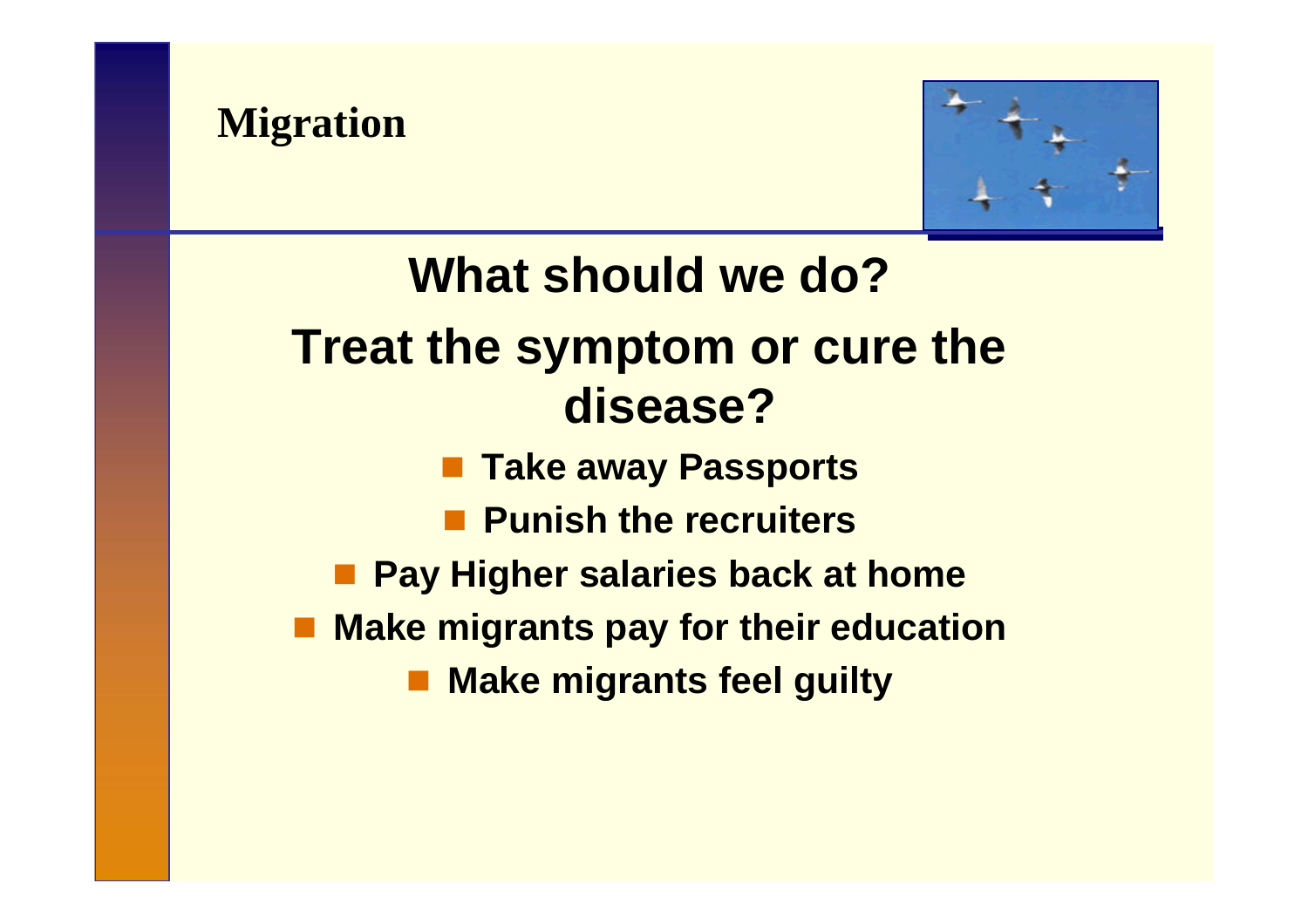# Migration

## What should we do?

## Treat the symptom or cure the disease?

- Take away Passports
- Punish the recruiters
- Pay Higher salaries back at home
- Make migrants pay for their education
- Make migrants feel guilty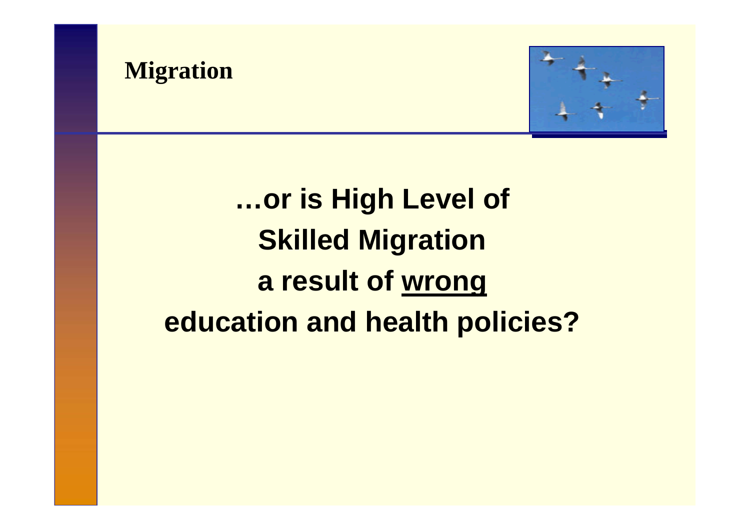## Migration

**…or is High Level of**

**Skilled Migration**

**a result of <u>wrong</u>**

**education and health policies?**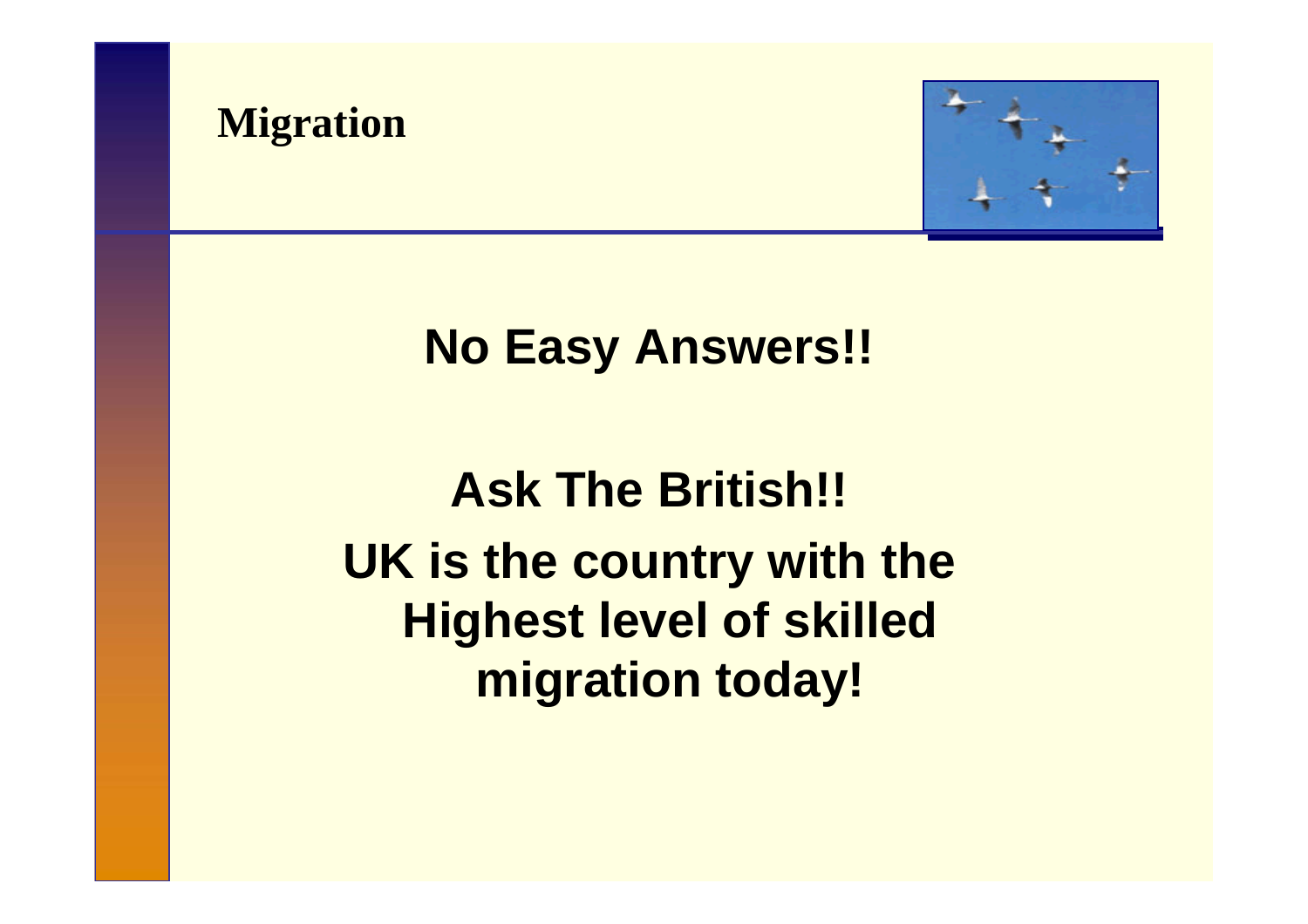## Migration

**No Easy Answers!!**

**Ask The British!!**

**UK is the country with the Highest level of skilled migration today!**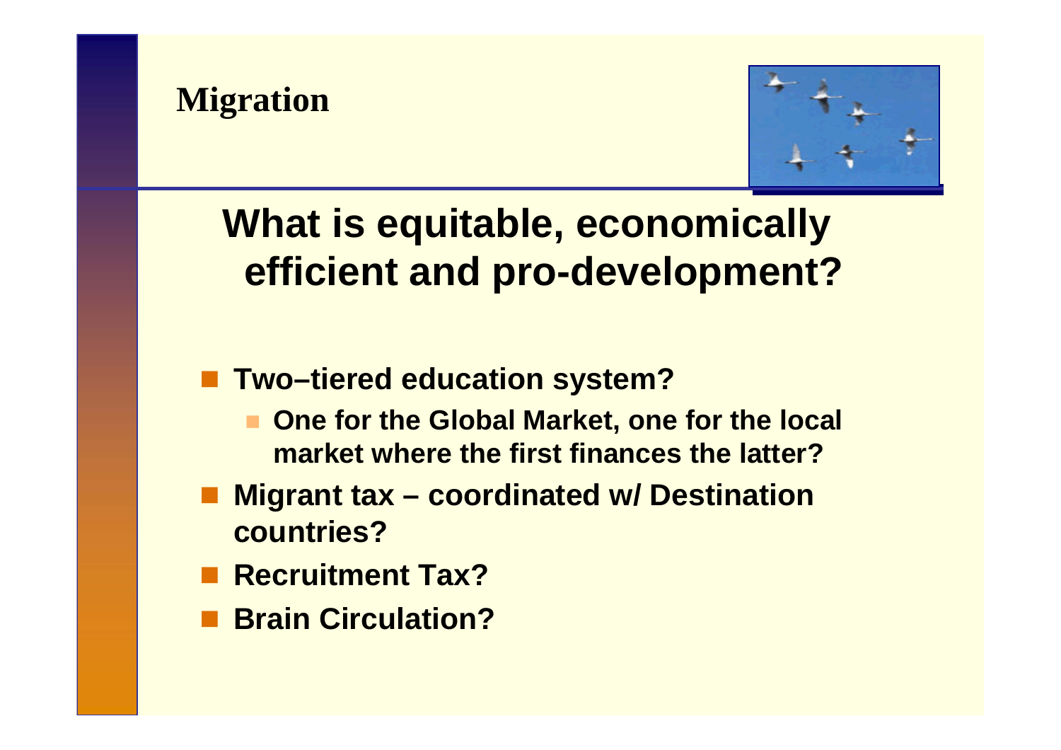# Migration

## What is equitable, economically efficient and pro-development?

- Two–tiered education system?
  - One for the Global Market, one for the local market where the first finances the latter?
- Migrant tax – coordinated w/ Destination countries?
- Recruitment Tax?
- Brain Circulation?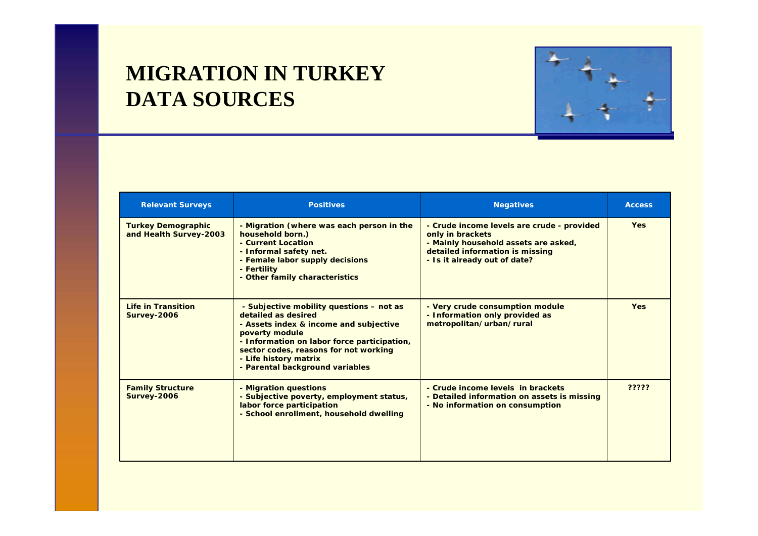# MIGRATION IN TURKEY DATA SOURCES

| Relevant Surveys | Positives | Negatives | Access |
|---|---|---|---|
| Turkey Demographic and Health Survey-2003 | - Migration (where was each person in the household born.)<br>- Current Location<br>- Informal safety net.<br>- Female labor supply decisions<br>- Fertility<br>- Other family characteristics | - Crude income levels are crude - provided only in brackets<br>- Mainly household assets are asked, detailed information is missing<br>- Is it already out of date? | Yes |
| Life in Transition Survey-2006 | - Subjective mobility questions – not as detailed as desired<br>- Assets index & income and subjective poverty module<br>- Information on labor force participation, sector codes, reasons for not working<br>- Life history matrix<br>- Parental background variables | - Very crude consumption module<br>- Information only provided as metropolitan/urban/rural | Yes |
| Family Structure Survey-2006 | - Migration questions<br>- Subjective poverty, employment status, labor force participation<br>- School enrollment, household dwelling | - Crude income levels in brackets<br>- Detailed information on assets is missing<br>- No information on consumption | ????? |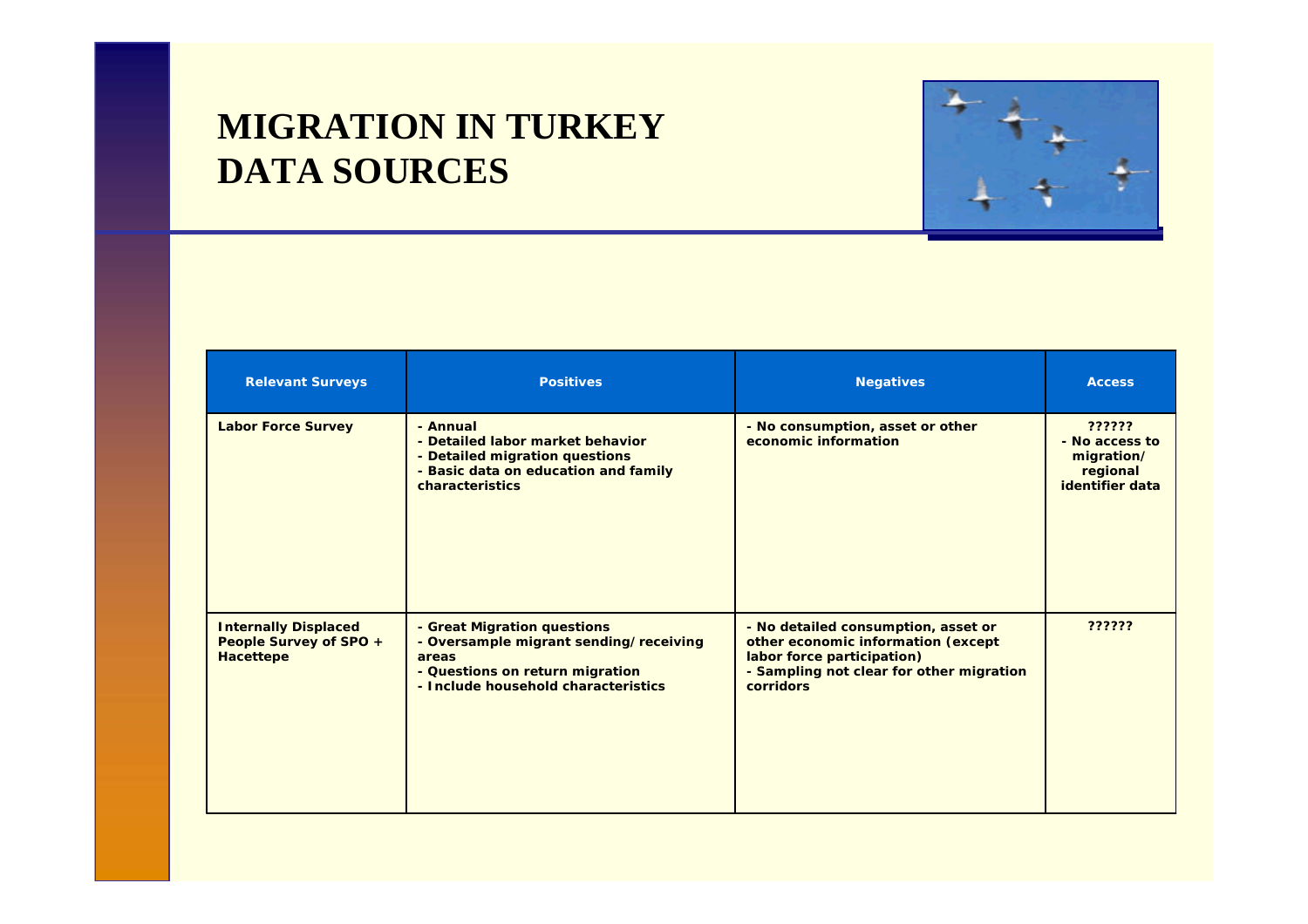# MIGRATION IN TURKEY
# DATA SOURCES

| Relevant Surveys | Positives | Negatives | Access |
|---|---|---|---|
| **Labor Force Survey** | - Annual<br>- Detailed labor market behavior<br>- Detailed migration questions<br>- Basic data on education and family characteristics | - No consumption, asset or other economic information | ??????<br>- No access to migration/ regional identifier data |
| **Internally Displaced People Survey of SPO + Hacettepe** | - Great Migration questions<br>- Oversample migrant sending/receiving areas<br>- Questions on return migration<br>- Include household characteristics | - No detailed consumption, asset or other economic information (except labor force participation)<br>- Sampling not clear for other migration corridors | ?????? |